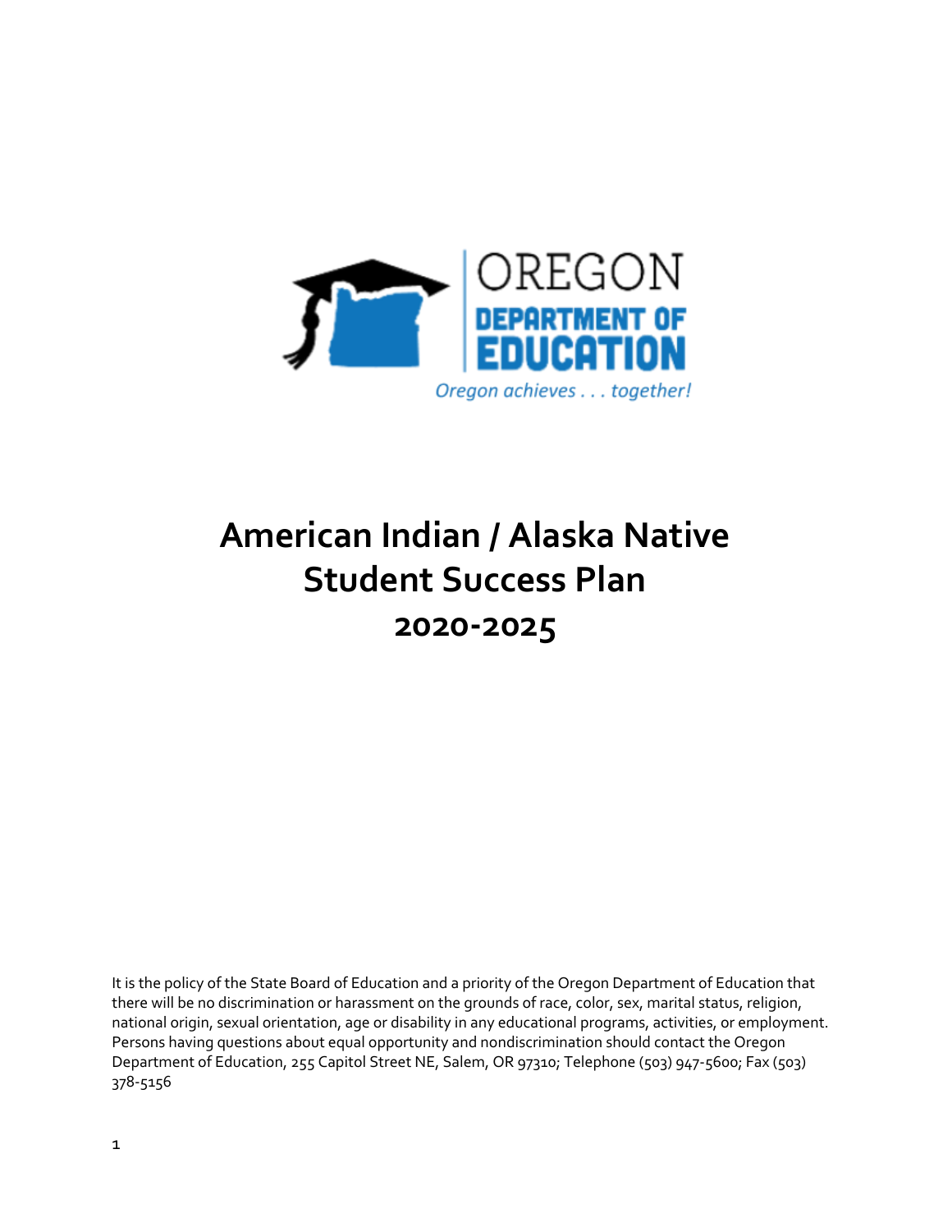OREGON

DEPARTMENT OF EDUCATION

*Oregon achieves . . . together!*

# American Indian / Alaska Native Student Success Plan 2020-2025

It is the policy of the State Board of Education and a priority of the Oregon Department of Education that there will be no discrimination or harassment on the grounds of race, color, sex, marital status, religion, national origin, sexual orientation, age or disability in any educational programs, activities, or employment. Persons having questions about equal opportunity and nondiscrimination should contact the Oregon Department of Education, 255 Capitol Street NE, Salem, OR 97310; Telephone (503) 947-5600; Fax (503) 378-5156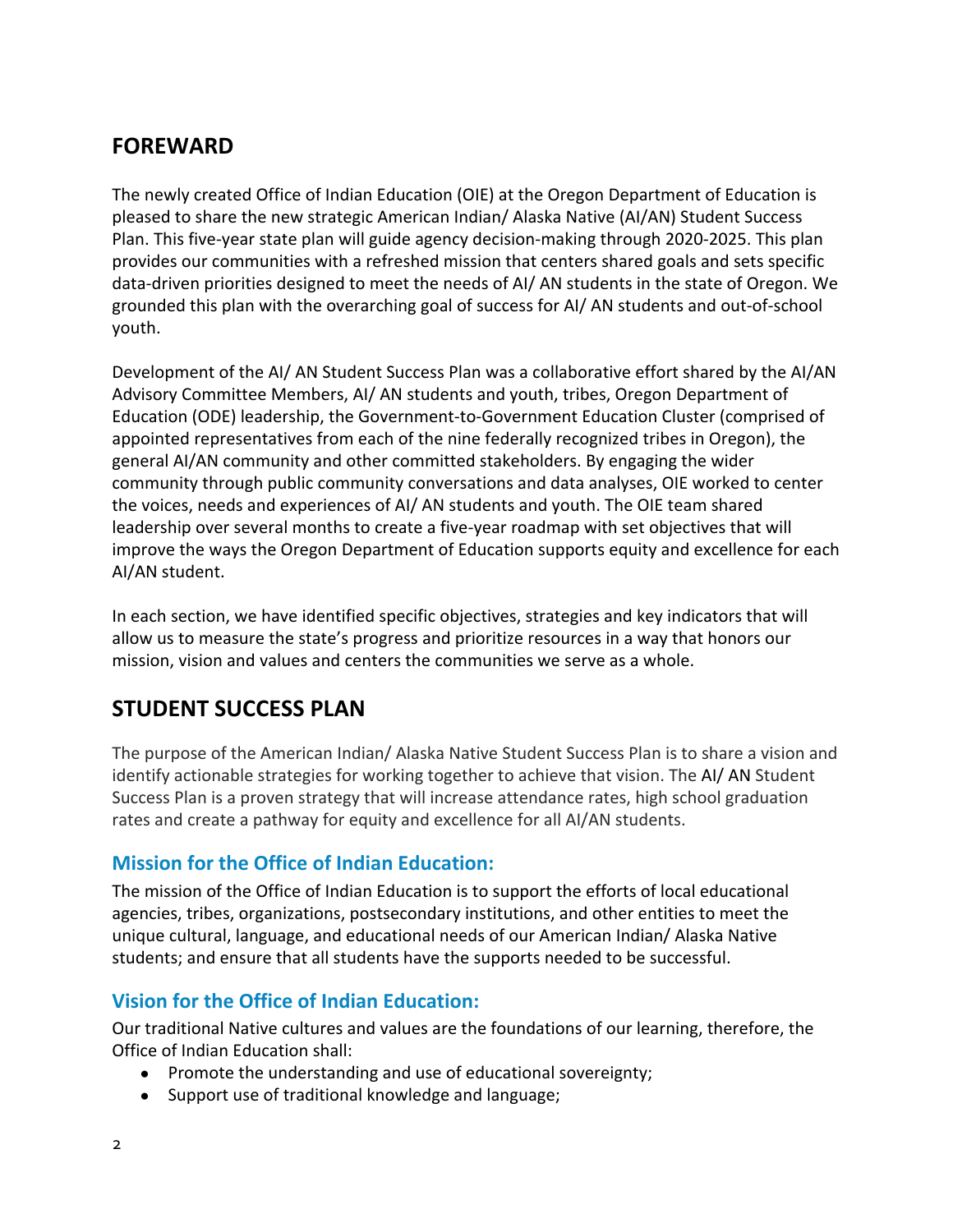## FOREWARD

The newly created Office of Indian Education (OIE) at the Oregon Department of Education is pleased to share the new strategic American Indian/ Alaska Native (AI/AN) Student Success Plan. This five-year state plan will guide agency decision-making through 2020-2025. This plan provides our communities with a refreshed mission that centers shared goals and sets specific data-driven priorities designed to meet the needs of AI/ AN students in the state of Oregon. We grounded this plan with the overarching goal of success for AI/ AN students and out-of-school youth.

Development of the AI/ AN Student Success Plan was a collaborative effort shared by the AI/AN Advisory Committee Members, AI/ AN students and youth, tribes, Oregon Department of Education (ODE) leadership, the Government-to-Government Education Cluster (comprised of appointed representatives from each of the nine federally recognized tribes in Oregon), the general AI/AN community and other committed stakeholders. By engaging the wider community through public community conversations and data analyses, OIE worked to center the voices, needs and experiences of AI/ AN students and youth. The OIE team shared leadership over several months to create a five-year roadmap with set objectives that will improve the ways the Oregon Department of Education supports equity and excellence for each AI/AN student.

In each section, we have identified specific objectives, strategies and key indicators that will allow us to measure the state's progress and prioritize resources in a way that honors our mission, vision and values and centers the communities we serve as a whole.

## STUDENT SUCCESS PLAN

The purpose of the American Indian/ Alaska Native Student Success Plan is to share a vision and identify actionable strategies for working together to achieve that vision. The AI/ AN Student Success Plan is a proven strategy that will increase attendance rates, high school graduation rates and create a pathway for equity and excellence for all AI/AN students.

### Mission for the Office of Indian Education:

The mission of the Office of Indian Education is to support the efforts of local educational agencies, tribes, organizations, postsecondary institutions, and other entities to meet the unique cultural, language, and educational needs of our American Indian/ Alaska Native students; and ensure that all students have the supports needed to be successful.

### Vision for the Office of Indian Education:

Our traditional Native cultures and values are the foundations of our learning, therefore, the Office of Indian Education shall:

- Promote the understanding and use of educational sovereignty;
- Support use of traditional knowledge and language;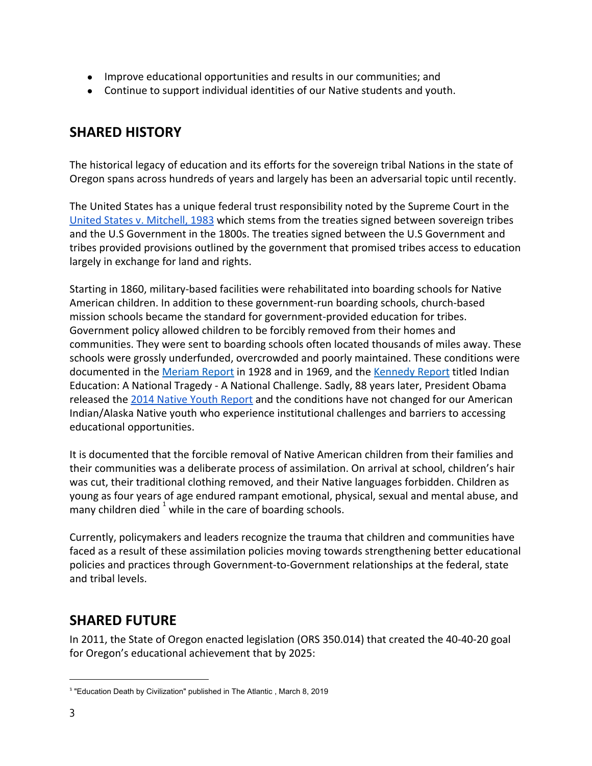- Improve educational opportunities and results in our communities; and
- Continue to support individual identities of our Native students and youth.

## SHARED HISTORY

The historical legacy of education and its efforts for the sovereign tribal Nations in the state of Oregon spans across hundreds of years and largely has been an adversarial topic until recently.

The United States has a unique federal trust responsibility noted by the Supreme Court in the [United States v. Mitchell, 1983] which stems from the treaties signed between sovereign tribes and the U.S Government in the 1800s. The treaties signed between the U.S Government and tribes provided provisions outlined by the government that promised tribes access to education largely in exchange for land and rights.

Starting in 1860, military-based facilities were rehabilitated into boarding schools for Native American children. In addition to these government-run boarding schools, church-based mission schools became the standard for government-provided education for tribes. Government policy allowed children to be forcibly removed from their homes and communities. They were sent to boarding schools often located thousands of miles away. These schools were grossly underfunded, overcrowded and poorly maintained. These conditions were documented in the [Meriam Report] in 1928 and in 1969, and the [Kennedy Report] titled Indian Education: A National Tragedy - A National Challenge. Sadly, 88 years later, President Obama released the [2014 Native Youth Report] and the conditions have not changed for our American Indian/Alaska Native youth who experience institutional challenges and barriers to accessing educational opportunities.

It is documented that the forcible removal of Native American children from their families and their communities was a deliberate process of assimilation. On arrival at school, children's hair was cut, their traditional clothing removed, and their Native languages forbidden. Children as young as four years of age endured rampant emotional, physical, sexual and mental abuse, and many children died [1] while in the care of boarding schools.

Currently, policymakers and leaders recognize the trauma that children and communities have faced as a result of these assimilation policies moving towards strengthening better educational policies and practices through Government-to-Government relationships at the federal, state and tribal levels.

## SHARED FUTURE

In 2011, the State of Oregon enacted legislation (ORS 350.014) that created the 40-40-20 goal for Oregon's educational achievement that by 2025:

[1] "Education Death by Civilization" published in The Atlantic , March 8, 2019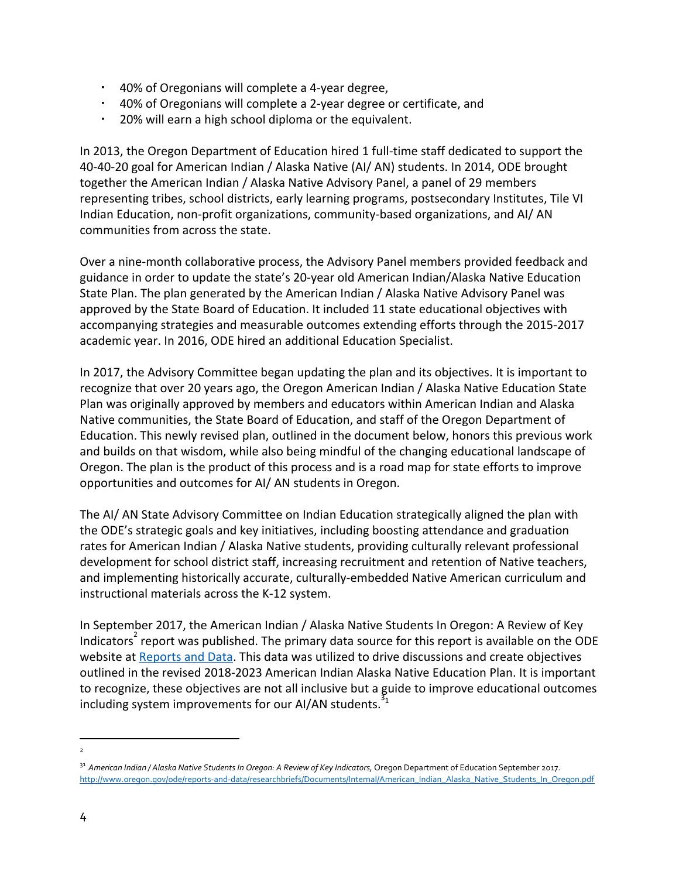- 40% of Oregonians will complete a 4-year degree,
- 40% of Oregonians will complete a 2-year degree or certificate, and
- 20% will earn a high school diploma or the equivalent.

In 2013, the Oregon Department of Education hired 1 full-time staff dedicated to support the 40-40-20 goal for American Indian / Alaska Native (AI/ AN) students. In 2014, ODE brought together the American Indian / Alaska Native Advisory Panel, a panel of 29 members representing tribes, school districts, early learning programs, postsecondary Institutes, Tile VI Indian Education, non-profit organizations, community-based organizations, and AI/ AN communities from across the state.

Over a nine-month collaborative process, the Advisory Panel members provided feedback and guidance in order to update the state's 20-year old American Indian/Alaska Native Education State Plan. The plan generated by the American Indian / Alaska Native Advisory Panel was approved by the State Board of Education. It included 11 state educational objectives with accompanying strategies and measurable outcomes extending efforts through the 2015-2017 academic year. In 2016, ODE hired an additional Education Specialist.

In 2017, the Advisory Committee began updating the plan and its objectives. It is important to recognize that over 20 years ago, the Oregon American Indian / Alaska Native Education State Plan was originally approved by members and educators within American Indian and Alaska Native communities, the State Board of Education, and staff of the Oregon Department of Education. This newly revised plan, outlined in the document below, honors this previous work and builds on that wisdom, while also being mindful of the changing educational landscape of Oregon. The plan is the product of this process and is a road map for state efforts to improve opportunities and outcomes for AI/ AN students in Oregon.

The AI/ AN State Advisory Committee on Indian Education strategically aligned the plan with the ODE's strategic goals and key initiatives, including boosting attendance and graduation rates for American Indian / Alaska Native students, providing culturally relevant professional development for school district staff, increasing recruitment and retention of Native teachers, and implementing historically accurate, culturally-embedded Native American curriculum and instructional materials across the K-12 system.

In September 2017, the American Indian / Alaska Native Students In Oregon: A Review of Key Indicators[2] report was published. The primary data source for this report is available on the ODE website at [Reports and Data](). This data was utilized to drive discussions and create objectives outlined in the revised 2018-2023 American Indian Alaska Native Education Plan. It is important to recognize, these objectives are not all inclusive but a guide to improve educational outcomes including system improvements for our AI/AN students.[3][1]

---

[2]

[3][1] *American Indian / Alaska Native Students In Oregon: A Review of Key Indicators*, Oregon Department of Education September 2017. http://www.oregon.gov/ode/reports-and-data/researchbriefs/Documents/Internal/American_Indian_Alaska_Native_Students_In_Oregon.pdf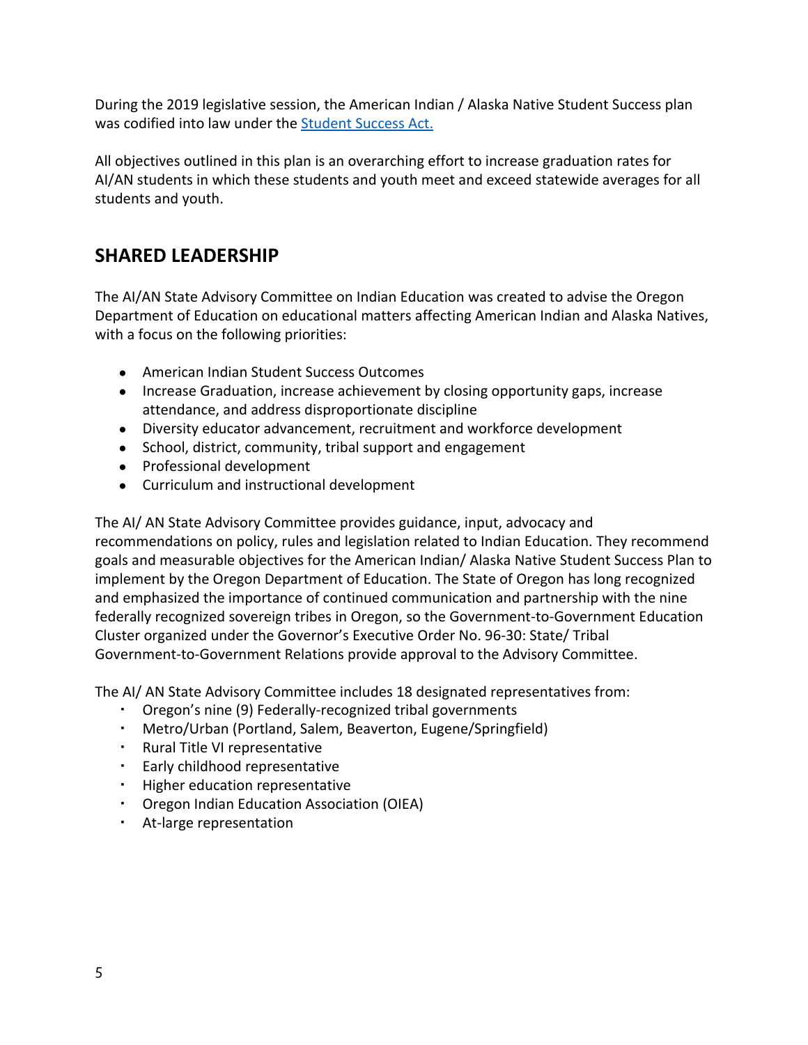During the 2019 legislative session, the American Indian / Alaska Native Student Success plan was codified into law under the [Student Success Act.]()

All objectives outlined in this plan is an overarching effort to increase graduation rates for AI/AN students in which these students and youth meet and exceed statewide averages for all students and youth.

## SHARED LEADERSHIP

The AI/AN State Advisory Committee on Indian Education was created to advise the Oregon Department of Education on educational matters affecting American Indian and Alaska Natives, with a focus on the following priorities:

- American Indian Student Success Outcomes
- Increase Graduation, increase achievement by closing opportunity gaps, increase attendance, and address disproportionate discipline
- Diversity educator advancement, recruitment and workforce development
- School, district, community, tribal support and engagement
- Professional development
- Curriculum and instructional development

The AI/ AN State Advisory Committee provides guidance, input, advocacy and recommendations on policy, rules and legislation related to Indian Education. They recommend goals and measurable objectives for the American Indian/ Alaska Native Student Success Plan to implement by the Oregon Department of Education. The State of Oregon has long recognized and emphasized the importance of continued communication and partnership with the nine federally recognized sovereign tribes in Oregon, so the Government-to-Government Education Cluster organized under the Governor's Executive Order No. 96-30: State/ Tribal Government-to-Government Relations provide approval to the Advisory Committee.

The AI/ AN State Advisory Committee includes 18 designated representatives from:

- Oregon's nine (9) Federally-recognized tribal governments
- Metro/Urban (Portland, Salem, Beaverton, Eugene/Springfield)
- Rural Title VI representative
- Early childhood representative
- Higher education representative
- Oregon Indian Education Association (OIEA)
- At-large representation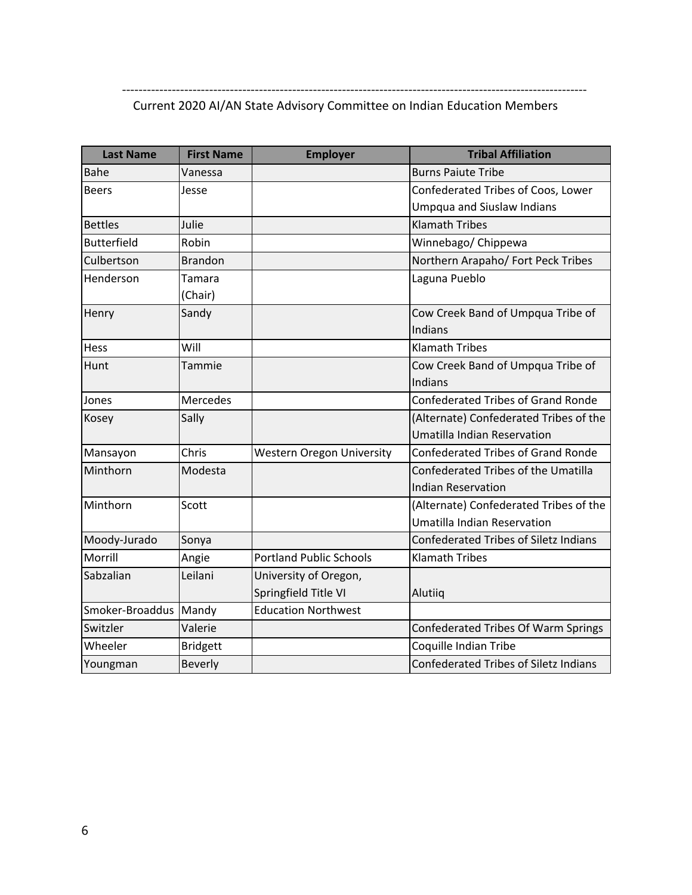---

Current 2020 AI/AN State Advisory Committee on Indian Education Members

| Last Name | First Name | Employer | Tribal Affiliation |
|---|---|---|---|
| Bahe | Vanessa | | Burns Paiute Tribe |
| Beers | Jesse | | Confederated Tribes of Coos, Lower Umpqua and Siuslaw Indians |
| Bettles | Julie | | Klamath Tribes |
| Butterfield | Robin | | Winnebago/ Chippewa |
| Culbertson | Brandon | | Northern Arapaho/ Fort Peck Tribes |
| Henderson | Tamara (Chair) | | Laguna Pueblo |
| Henry | Sandy | | Cow Creek Band of Umpqua Tribe of Indians |
| Hess | Will | | Klamath Tribes |
| Hunt | Tammie | | Cow Creek Band of Umpqua Tribe of Indians |
| Jones | Mercedes | | Confederated Tribes of Grand Ronde |
| Kosey | Sally | | (Alternate) Confederated Tribes of the Umatilla Indian Reservation |
| Mansayon | Chris | Western Oregon University | Confederated Tribes of Grand Ronde |
| Minthorn | Modesta | | Confederated Tribes of the Umatilla Indian Reservation |
| Minthorn | Scott | | (Alternate) Confederated Tribes of the Umatilla Indian Reservation |
| Moody-Jurado | Sonya | | Confederated Tribes of Siletz Indians |
| Morrill | Angie | Portland Public Schools | Klamath Tribes |
| Sabzalian | Leilani | University of Oregon, Springfield Title VI | Alutiiq |
| Smoker-Broaddus | Mandy | Education Northwest | |
| Switzler | Valerie | | Confederated Tribes Of Warm Springs |
| Wheeler | Bridgett | | Coquille Indian Tribe |
| Youngman | Beverly | | Confederated Tribes of Siletz Indians |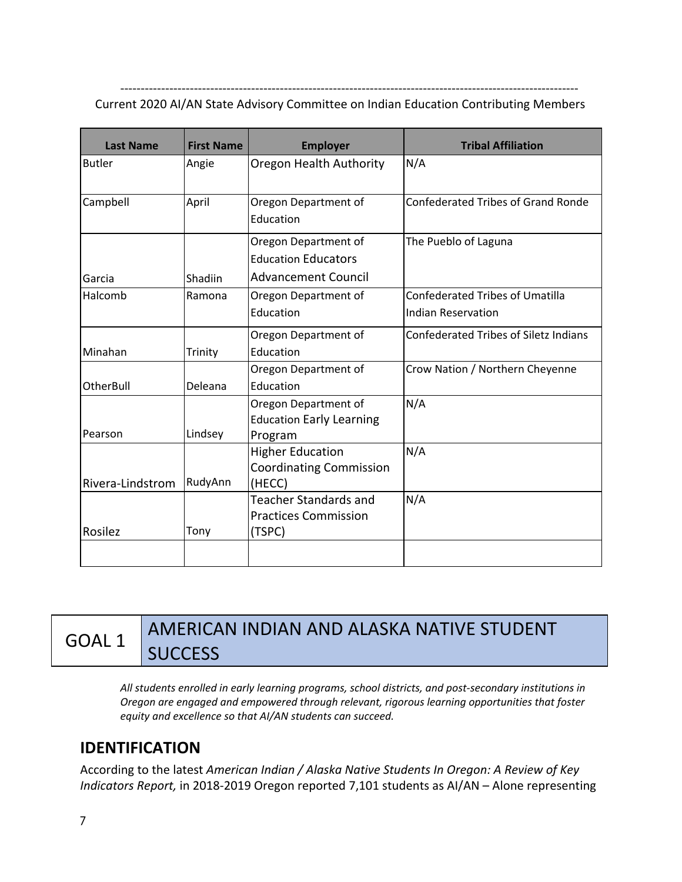---

Current 2020 AI/AN State Advisory Committee on Indian Education Contributing Members

| Last Name | First Name | Employer | Tribal Affiliation |
|---|---|---|---|
| Butler | Angie | Oregon Health Authority | N/A |
| Campbell | April | Oregon Department of Education | Confederated Tribes of Grand Ronde |
| Garcia | Shadiin | Oregon Department of Education Educators Advancement Council | The Pueblo of Laguna |
| Halcomb | Ramona | Oregon Department of Education | Confederated Tribes of Umatilla Indian Reservation |
| Minahan | Trinity | Oregon Department of Education | Confederated Tribes of Siletz Indians |
| OtherBull | Deleana | Oregon Department of Education | Crow Nation / Northern Cheyenne |
| Pearson | Lindsey | Oregon Department of Education Early Learning Program | N/A |
| Rivera-Lindstrom | RudyAnn | Higher Education Coordinating Commission (HECC) | N/A |
| Rosilez | Tony | Teacher Standards and Practices Commission (TSPC) | N/A |
| | | | |

# GOAL 1 AMERICAN INDIAN AND ALASKA NATIVE STUDENT SUCCESS

*All students enrolled in early learning programs, school districts, and post-secondary institutions in Oregon are engaged and empowered through relevant, rigorous learning opportunities that foster equity and excellence so that AI/AN students can succeed.*

## IDENTIFICATION

According to the latest *American Indian / Alaska Native Students In Oregon: A Review of Key Indicators Report,* in 2018-2019 Oregon reported 7,101 students as AI/AN – Alone representing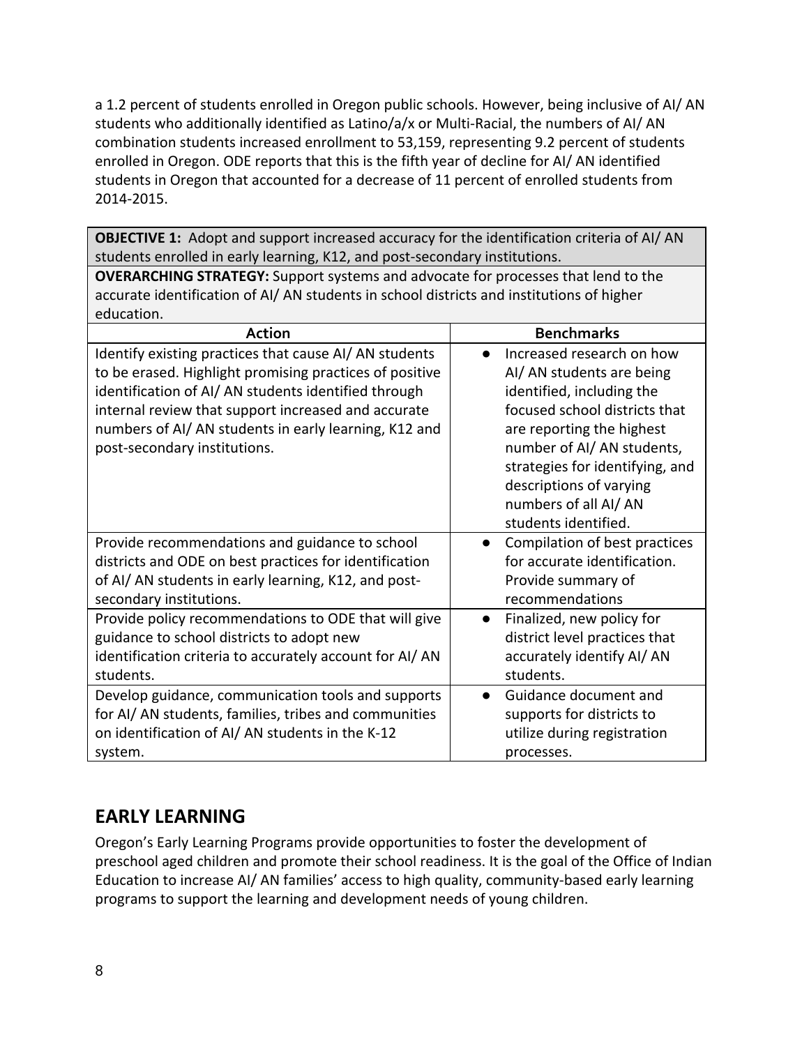a 1.2 percent of students enrolled in Oregon public schools. However, being inclusive of AI/ AN students who additionally identified as Latino/a/x or Multi-Racial, the numbers of AI/ AN combination students increased enrollment to 53,159, representing 9.2 percent of students enrolled in Oregon. ODE reports that this is the fifth year of decline for AI/ AN identified students in Oregon that accounted for a decrease of 11 percent of enrolled students from 2014-2015.

**OBJECTIVE 1:** Adopt and support increased accuracy for the identification criteria of AI/ AN students enrolled in early learning, K12, and post-secondary institutions.

**OVERARCHING STRATEGY:** Support systems and advocate for processes that lend to the accurate identification of AI/ AN students in school districts and institutions of higher education.

| Action | Benchmarks |
| --- | --- |
| Identify existing practices that cause AI/ AN students to be erased. Highlight promising practices of positive identification of AI/ AN students identified through internal review that support increased and accurate numbers of AI/ AN students in early learning, K12 and post-secondary institutions. | • Increased research on how AI/ AN students are being identified, including the focused school districts that are reporting the highest number of AI/ AN students, strategies for identifying, and descriptions of varying numbers of all AI/ AN students identified. |
| Provide recommendations and guidance to school districts and ODE on best practices for identification of AI/ AN students in early learning, K12, and post-secondary institutions. | • Compilation of best practices for accurate identification. Provide summary of recommendations |
| Provide policy recommendations to ODE that will give guidance to school districts to adopt new identification criteria to accurately account for AI/ AN students. | • Finalized, new policy for district level practices that accurately identify AI/ AN students. |
| Develop guidance, communication tools and supports for AI/ AN students, families, tribes and communities on identification of AI/ AN students in the K-12 system. | • Guidance document and supports for districts to utilize during registration processes. |

## EARLY LEARNING

Oregon's Early Learning Programs provide opportunities to foster the development of preschool aged children and promote their school readiness. It is the goal of the Office of Indian Education to increase AI/ AN families' access to high quality, community-based early learning programs to support the learning and development needs of young children.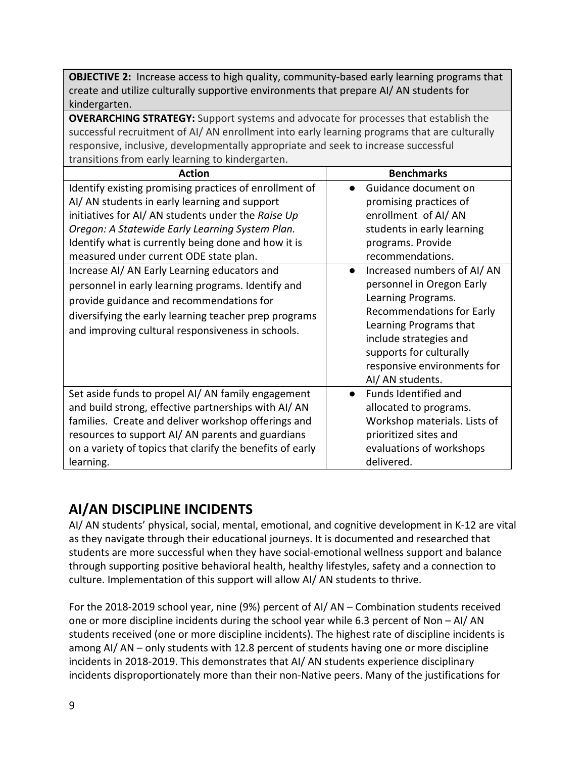| **OBJECTIVE 2:** Increase access to high quality, community-based early learning programs that create and utilize culturally supportive environments that prepare AI/ AN students for kindergarten. | |
|---|---|
| **OVERARCHING STRATEGY:** Support systems and advocate for processes that establish the successful recruitment of AI/ AN enrollment into early learning programs that are culturally responsive, inclusive, developmentally appropriate and seek to increase successful transitions from early learning to kindergarten. | |
| **Action** | **Benchmarks** |
| Identify existing promising practices of enrollment of AI/ AN students in early learning and support initiatives for AI/ AN students under the *Raise Up Oregon: A Statewide Early Learning System Plan.* Identify what is currently being done and how it is measured under current ODE state plan. | ● Guidance document on promising practices of enrollment of AI/ AN students in early learning programs. Provide recommendations. |
| Increase AI/ AN Early Learning educators and personnel in early learning programs. Identify and provide guidance and recommendations for diversifying the early learning teacher prep programs and improving cultural responsiveness in schools. | ● Increased numbers of AI/ AN personnel in Oregon Early Learning Programs. Recommendations for Early Learning Programs that include strategies and supports for culturally responsive environments for AI/ AN students. |
| Set aside funds to propel AI/ AN family engagement and build strong, effective partnerships with AI/ AN families. Create and deliver workshop offerings and resources to support AI/ AN parents and guardians on a variety of topics that clarify the benefits of early learning. | ● Funds Identified and allocated to programs. Workshop materials. Lists of prioritized sites and evaluations of workshops delivered. |

## AI/AN DISCIPLINE INCIDENTS

AI/ AN students' physical, social, mental, emotional, and cognitive development in K-12 are vital as they navigate through their educational journeys. It is documented and researched that students are more successful when they have social-emotional wellness support and balance through supporting positive behavioral health, healthy lifestyles, safety and a connection to culture. Implementation of this support will allow AI/ AN students to thrive.

For the 2018-2019 school year, nine (9%) percent of AI/ AN – Combination students received one or more discipline incidents during the school year while 6.3 percent of Non – AI/ AN students received (one or more discipline incidents). The highest rate of discipline incidents is among AI/ AN – only students with 12.8 percent of students having one or more discipline incidents in 2018-2019. This demonstrates that AI/ AN students experience disciplinary incidents disproportionately more than their non-Native peers. Many of the justifications for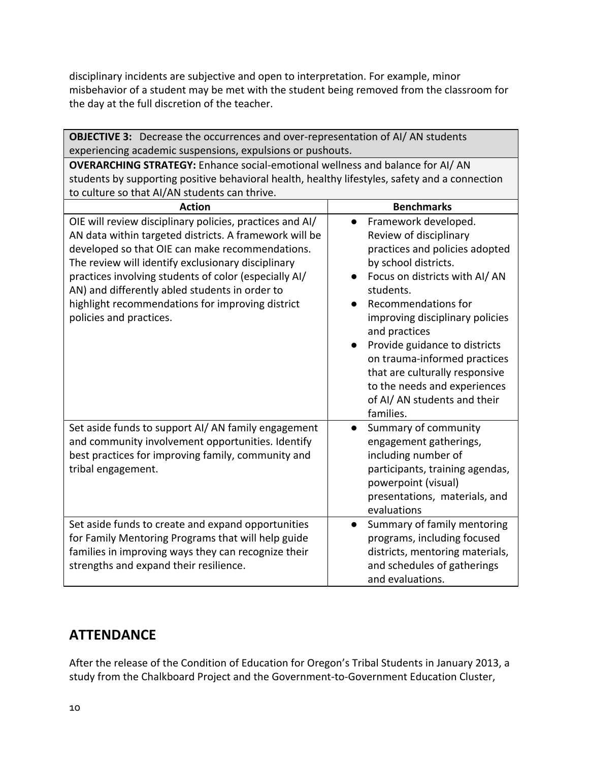disciplinary incidents are subjective and open to interpretation. For example, minor misbehavior of a student may be met with the student being removed from the classroom for the day at the full discretion of the teacher.

| **OBJECTIVE 3:** Decrease the occurrences and over-representation of AI/ AN students experiencing academic suspensions, expulsions or pushouts. | |
|---|---|
| **OVERARCHING STRATEGY:** Enhance social-emotional wellness and balance for AI/ AN students by supporting positive behavioral health, healthy lifestyles, safety and a connection to culture so that AI/AN students can thrive. | |
| **Action** | **Benchmarks** |
| OIE will review disciplinary policies, practices and AI/ AN data within targeted districts. A framework will be developed so that OIE can make recommendations. The review will identify exclusionary disciplinary practices involving students of color (especially AI/ AN) and differently abled students in order to highlight recommendations for improving district policies and practices. | • Framework developed. Review of disciplinary practices and policies adopted by school districts.<br>• Focus on districts with AI/ AN students.<br>• Recommendations for improving disciplinary policies and practices<br>• Provide guidance to districts on trauma-informed practices that are culturally responsive to the needs and experiences of AI/ AN students and their families. |
| Set aside funds to support AI/ AN family engagement and community involvement opportunities. Identify best practices for improving family, community and tribal engagement. | • Summary of community engagement gatherings, including number of participants, training agendas, powerpoint (visual) presentations, materials, and evaluations |
| Set aside funds to create and expand opportunities for Family Mentoring Programs that will help guide families in improving ways they can recognize their strengths and expand their resilience. | • Summary of family mentoring programs, including focused districts, mentoring materials, and schedules of gatherings and evaluations. |

## ATTENDANCE

After the release of the Condition of Education for Oregon's Tribal Students in January 2013, a study from the Chalkboard Project and the Government-to-Government Education Cluster,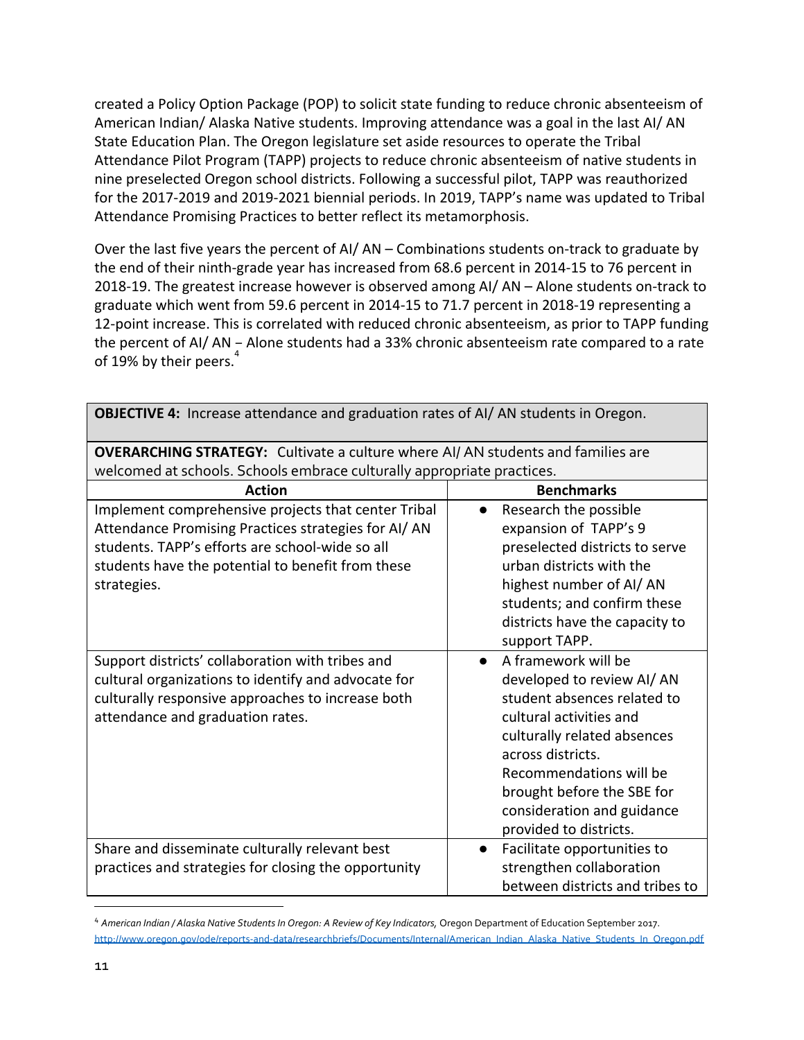created a Policy Option Package (POP) to solicit state funding to reduce chronic absenteeism of American Indian/ Alaska Native students. Improving attendance was a goal in the last AI/ AN State Education Plan. The Oregon legislature set aside resources to operate the Tribal Attendance Pilot Program (TAPP) projects to reduce chronic absenteeism of native students in nine preselected Oregon school districts. Following a successful pilot, TAPP was reauthorized for the 2017-2019 and 2019-2021 biennial periods. In 2019, TAPP's name was updated to Tribal Attendance Promising Practices to better reflect its metamorphosis.

Over the last five years the percent of AI/ AN – Combinations students on-track to graduate by the end of their ninth-grade year has increased from 68.6 percent in 2014-15 to 76 percent in 2018-19. The greatest increase however is observed among AI/ AN – Alone students on-track to graduate which went from 59.6 percent in 2014-15 to 71.7 percent in 2018-19 representing a 12-point increase. This is correlated with reduced chronic absenteeism, as prior to TAPP funding the percent of AI/ AN – Alone students had a 33% chronic absenteeism rate compared to a rate of 19% by their peers.[4]

| **OBJECTIVE 4:** Increase attendance and graduation rates of AI/ AN students in Oregon. | |
|---|---|
| **OVERARCHING STRATEGY:** Cultivate a culture where AI/ AN students and families are welcomed at schools. Schools embrace culturally appropriate practices. | |
| **Action** | **Benchmarks** |
| Implement comprehensive projects that center Tribal Attendance Promising Practices strategies for AI/ AN students. TAPP's efforts are school-wide so all students have the potential to benefit from these strategies. | • Research the possible expansion of TAPP's 9 preselected districts to serve urban districts with the highest number of AI/ AN students; and confirm these districts have the capacity to support TAPP. |
| Support districts' collaboration with tribes and cultural organizations to identify and advocate for culturally responsive approaches to increase both attendance and graduation rates. | • A framework will be developed to review AI/ AN student absences related to cultural activities and culturally related absences across districts. Recommendations will be brought before the SBE for consideration and guidance provided to districts. |
| Share and disseminate culturally relevant best practices and strategies for closing the opportunity | • Facilitate opportunities to strengthen collaboration between districts and tribes to |

[4] *American Indian / Alaska Native Students In Oregon: A Review of Key Indicators,* Oregon Department of Education September 2017. http://www.oregon.gov/ode/reports-and-data/researchbriefs/Documents/Internal/American_Indian_Alaska_Native_Students_In_Oregon.pdf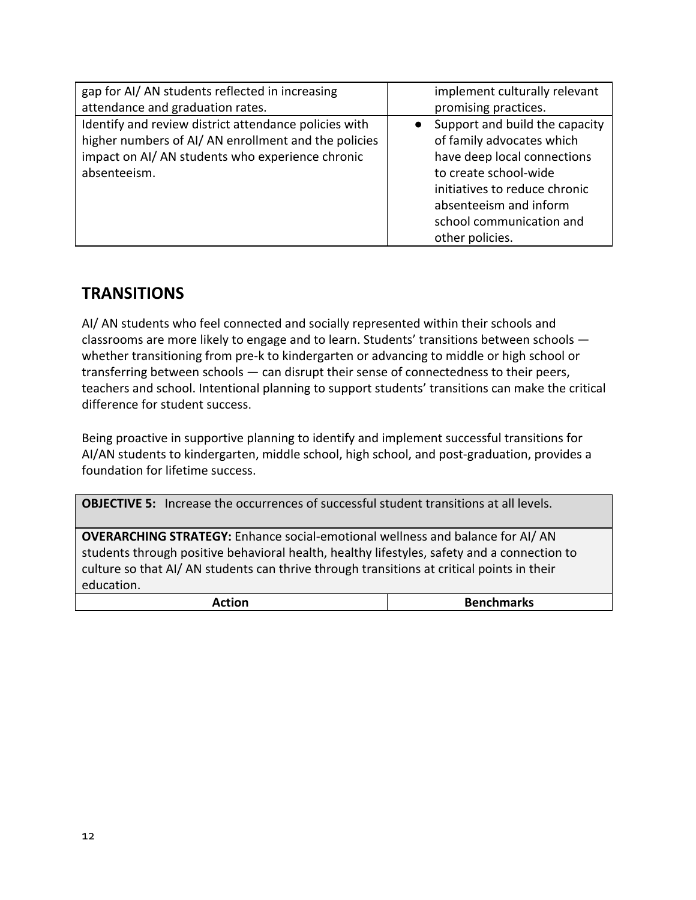| | |
|---|---|
| gap for AI/ AN students reflected in increasing attendance and graduation rates. | implement culturally relevant promising practices. |
| Identify and review district attendance policies with higher numbers of AI/ AN enrollment and the policies impact on AI/ AN students who experience chronic absenteeism. | • Support and build the capacity of family advocates which have deep local connections to create school-wide initiatives to reduce chronic absenteeism and inform school communication and other policies. |

## TRANSITIONS

AI/ AN students who feel connected and socially represented within their schools and classrooms are more likely to engage and to learn. Students' transitions between schools — whether transitioning from pre-k to kindergarten or advancing to middle or high school or transferring between schools — can disrupt their sense of connectedness to their peers, teachers and school. Intentional planning to support students' transitions can make the critical difference for student success.

Being proactive in supportive planning to identify and implement successful transitions for AI/AN students to kindergarten, middle school, high school, and post-graduation, provides a foundation for lifetime success.

| **OBJECTIVE 5:** Increase the occurrences of successful student transitions at all levels. | |
|---|---|
| **OVERARCHING STRATEGY:** Enhance social-emotional wellness and balance for AI/ AN students through positive behavioral health, healthy lifestyles, safety and a connection to culture so that AI/ AN students can thrive through transitions at critical points in their education. | |
| **Action** | **Benchmarks** |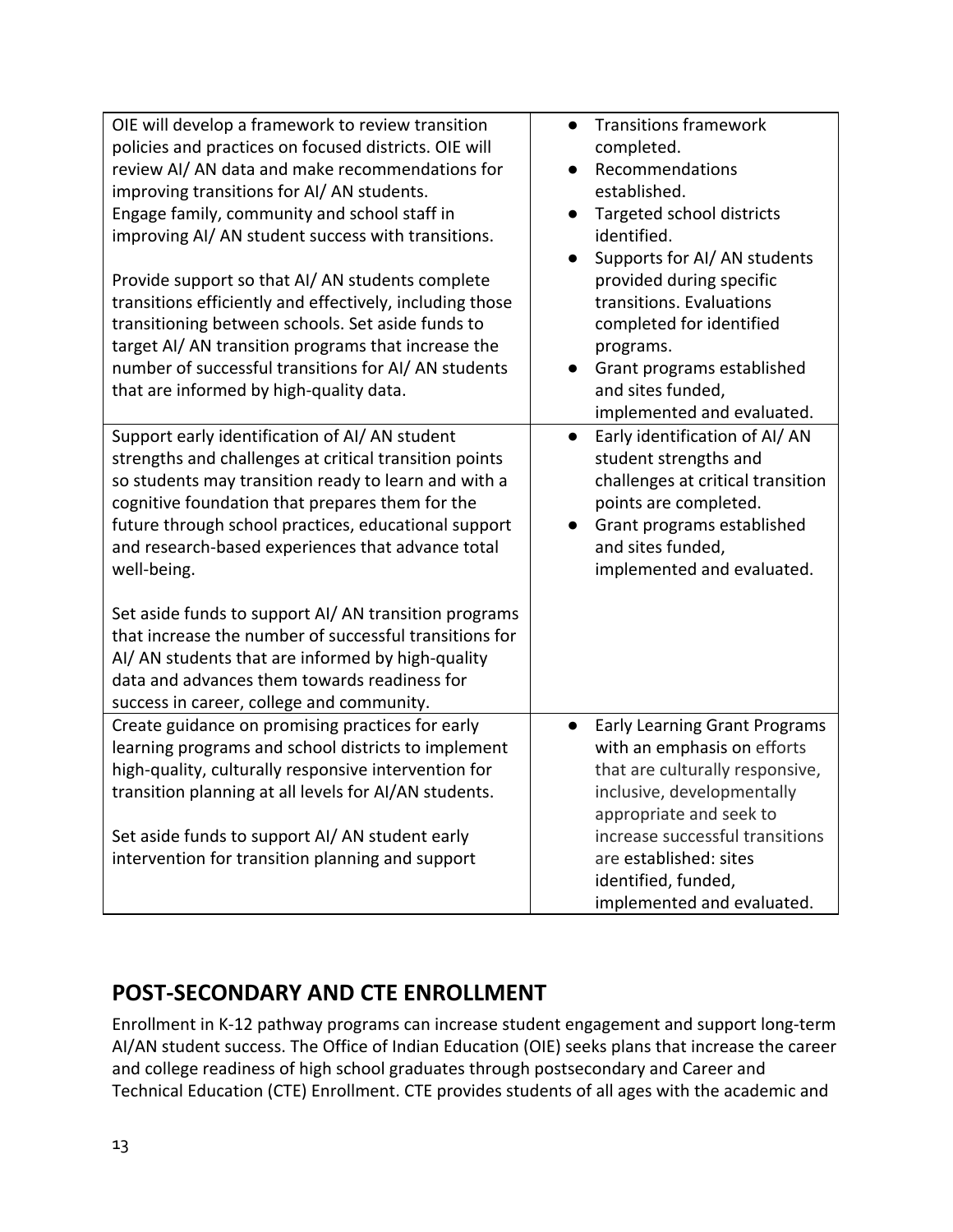| | |
|---|---|
| OIE will develop a framework to review transition policies and practices on focused districts. OIE will review AI/ AN data and make recommendations for improving transitions for AI/ AN students. Engage family, community and school staff in improving AI/ AN student success with transitions.<br><br>Provide support so that AI/ AN students complete transitions efficiently and effectively, including those transitioning between schools. Set aside funds to target AI/ AN transition programs that increase the number of successful transitions for AI/ AN students that are informed by high-quality data. | • Transitions framework completed.<br>• Recommendations established.<br>• Targeted school districts identified.<br>• Supports for AI/ AN students provided during specific transitions. Evaluations completed for identified programs.<br>• Grant programs established and sites funded, implemented and evaluated. |
| Support early identification of AI/ AN student strengths and challenges at critical transition points so students may transition ready to learn and with a cognitive foundation that prepares them for the future through school practices, educational support and research-based experiences that advance total well-being.<br><br>Set aside funds to support AI/ AN transition programs that increase the number of successful transitions for AI/ AN students that are informed by high-quality data and advances them towards readiness for success in career, college and community. | • Early identification of AI/ AN student strengths and challenges at critical transition points are completed.<br>• Grant programs established and sites funded, implemented and evaluated. |
| Create guidance on promising practices for early learning programs and school districts to implement high-quality, culturally responsive intervention for transition planning at all levels for AI/AN students.<br><br>Set aside funds to support AI/ AN student early intervention for transition planning and support | • Early Learning Grant Programs with an emphasis on efforts that are culturally responsive, inclusive, developmentally appropriate and seek to increase successful transitions are established: sites identified, funded, implemented and evaluated. |

## POST-SECONDARY AND CTE ENROLLMENT

Enrollment in K-12 pathway programs can increase student engagement and support long-term AI/AN student success. The Office of Indian Education (OIE) seeks plans that increase the career and college readiness of high school graduates through postsecondary and Career and Technical Education (CTE) Enrollment. CTE provides students of all ages with the academic and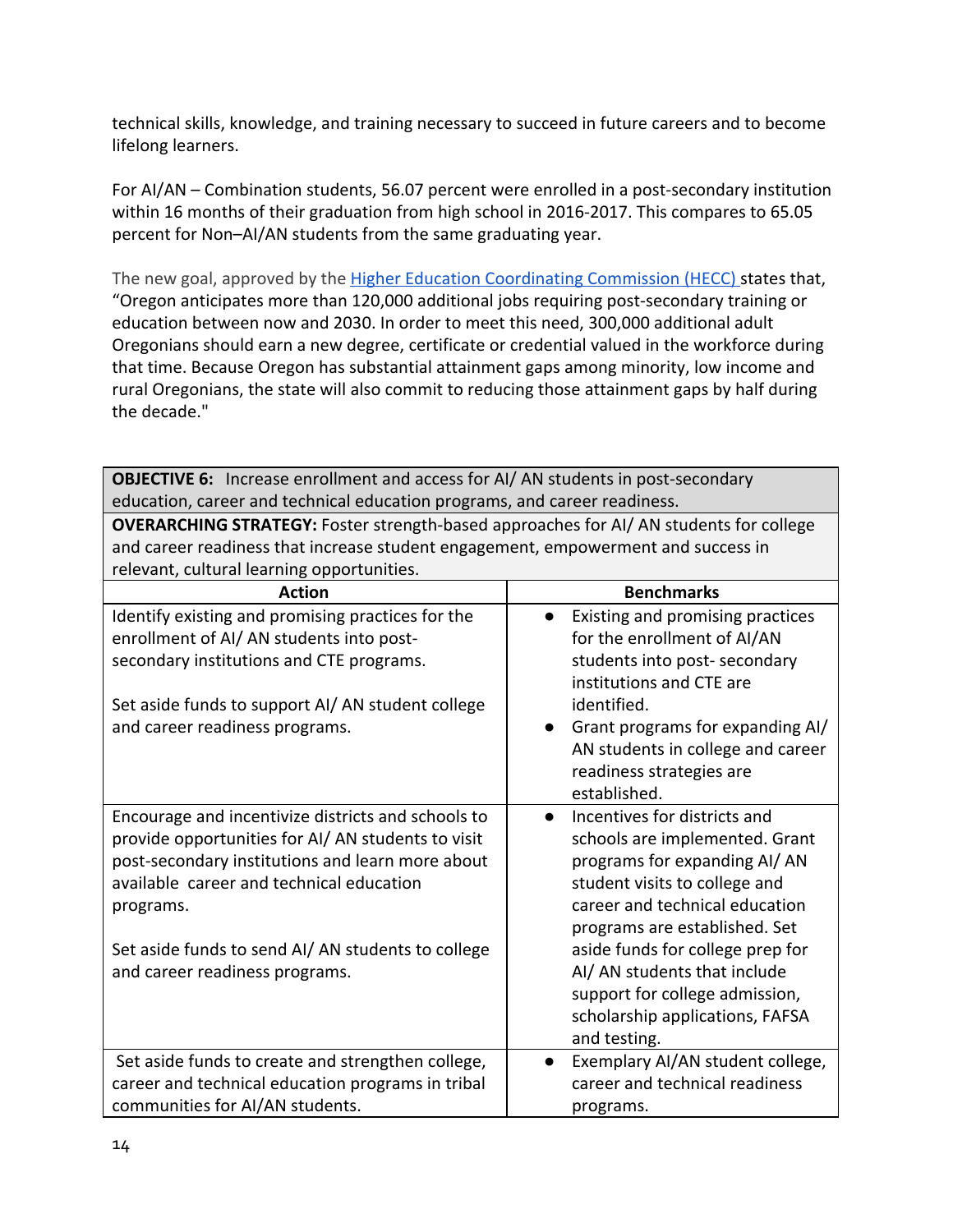technical skills, knowledge, and training necessary to succeed in future careers and to become lifelong learners.

For AI/AN – Combination students, 56.07 percent were enrolled in a post-secondary institution within 16 months of their graduation from high school in 2016-2017. This compares to 65.05 percent for Non–AI/AN students from the same graduating year.

The new goal, approved by the [Higher Education Coordinating Commission (HECC)](#) states that, "Oregon anticipates more than 120,000 additional jobs requiring post-secondary training or education between now and 2030. In order to meet this need, 300,000 additional adult Oregonians should earn a new degree, certificate or credential valued in the workforce during that time. Because Oregon has substantial attainment gaps among minority, low income and rural Oregonians, the state will also commit to reducing those attainment gaps by half during the decade."

| **OBJECTIVE 6:** Increase enrollment and access for AI/ AN students in post-secondary education, career and technical education programs, and career readiness. | |
|---|---|
| **OVERARCHING STRATEGY:** Foster strength-based approaches for AI/ AN students for college and career readiness that increase student engagement, empowerment and success in relevant, cultural learning opportunities. | |
| **Action** | **Benchmarks** |
| Identify existing and promising practices for the enrollment of AI/ AN students into post-secondary institutions and CTE programs.<br><br>Set aside funds to support AI/ AN student college and career readiness programs. | • Existing and promising practices for the enrollment of AI/AN students into post- secondary institutions and CTE are identified.<br>• Grant programs for expanding AI/ AN students in college and career readiness strategies are established. |
| Encourage and incentivize districts and schools to provide opportunities for AI/ AN students to visit post-secondary institutions and learn more about available career and technical education programs.<br><br>Set aside funds to send AI/ AN students to college and career readiness programs. | • Incentives for districts and schools are implemented. Grant programs for expanding AI/ AN student visits to college and career and technical education programs are established. Set aside funds for college prep for AI/ AN students that include support for college admission, scholarship applications, FAFSA and testing. |
| Set aside funds to create and strengthen college, career and technical education programs in tribal communities for AI/AN students. | • Exemplary AI/AN student college, career and technical readiness programs. |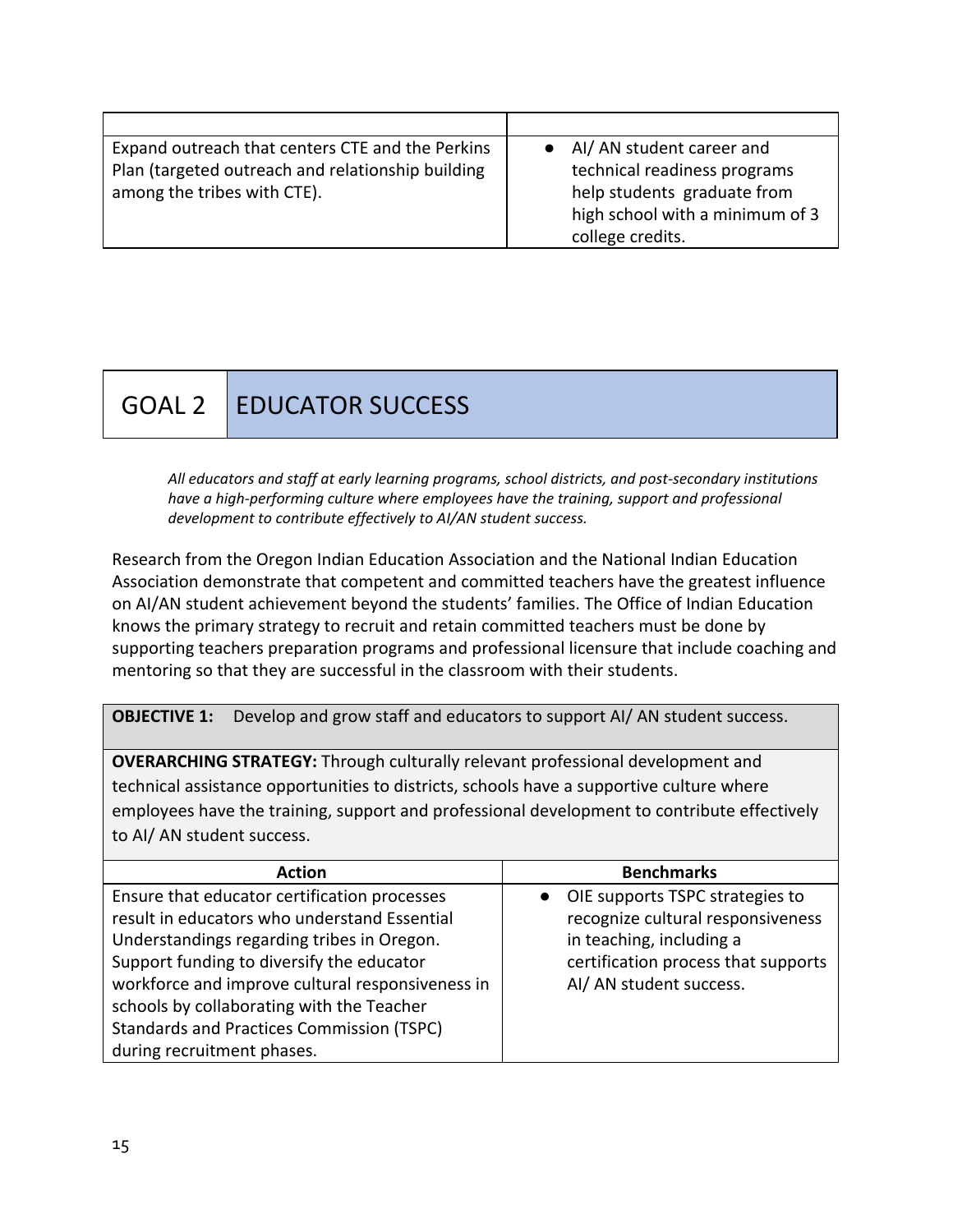| | |
|---|---|
| Expand outreach that centers CTE and the Perkins Plan (targeted outreach and relationship building among the tribes with CTE). | • AI/ AN student career and technical readiness programs help students graduate from high school with a minimum of 3 college credits. |

## GOAL 2 EDUCATOR SUCCESS

*All educators and staff at early learning programs, school districts, and post-secondary institutions have a high-performing culture where employees have the training, support and professional development to contribute effectively to AI/AN student success.*

Research from the Oregon Indian Education Association and the National Indian Education Association demonstrate that competent and committed teachers have the greatest influence on AI/AN student achievement beyond the students' families. The Office of Indian Education knows the primary strategy to recruit and retain committed teachers must be done by supporting teachers preparation programs and professional licensure that include coaching and mentoring so that they are successful in the classroom with their students.

**OBJECTIVE 1:** Develop and grow staff and educators to support AI/ AN student success.

**OVERARCHING STRATEGY:** Through culturally relevant professional development and technical assistance opportunities to districts, schools have a supportive culture where employees have the training, support and professional development to contribute effectively to AI/ AN student success.

| Action | Benchmarks |
|---|---|
| Ensure that educator certification processes result in educators who understand Essential Understandings regarding tribes in Oregon. Support funding to diversify the educator workforce and improve cultural responsiveness in schools by collaborating with the Teacher Standards and Practices Commission (TSPC) during recruitment phases. | • OIE supports TSPC strategies to recognize cultural responsiveness in teaching, including a certification process that supports AI/ AN student success. |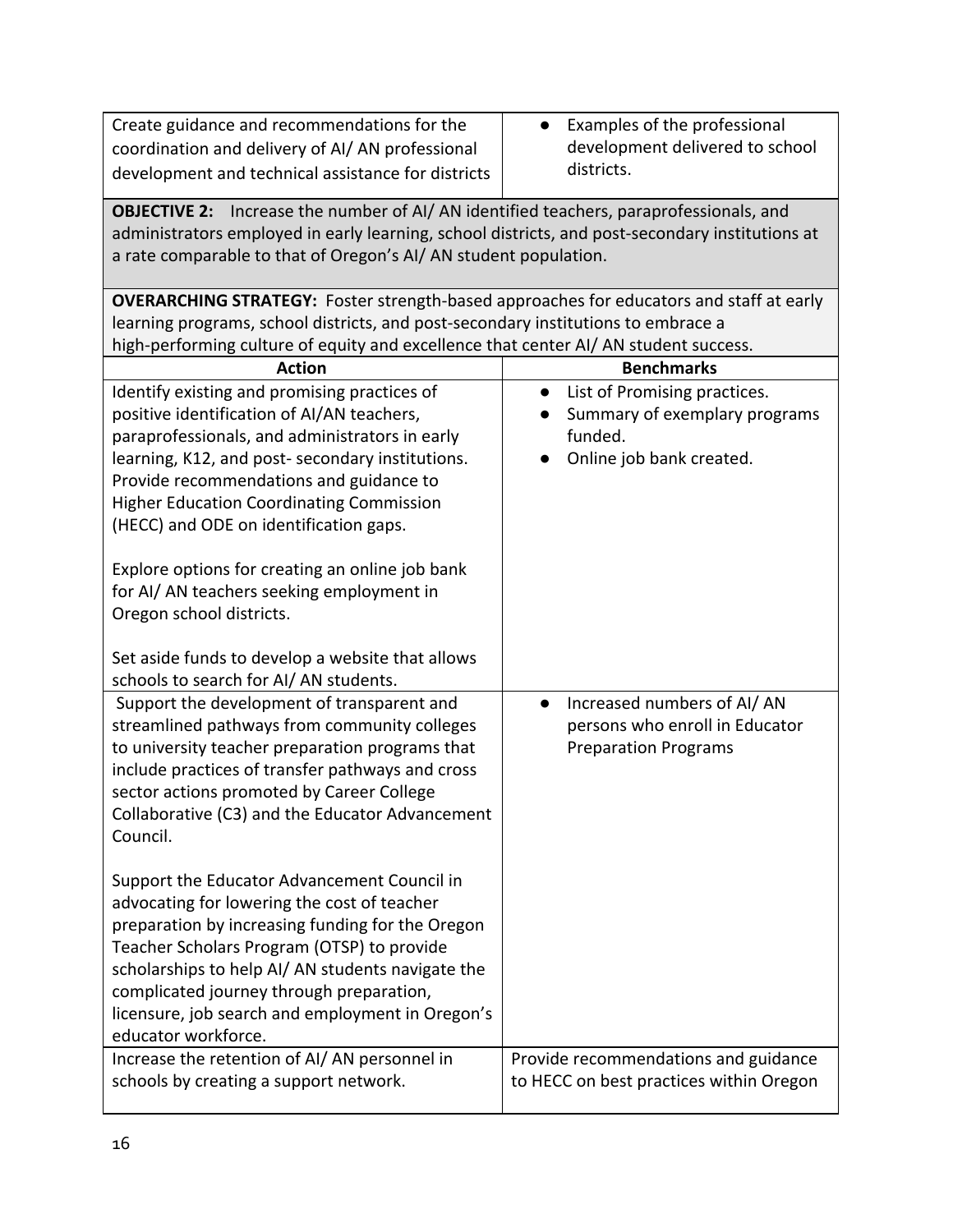| | |
|---|---|
| Create guidance and recommendations for the coordination and delivery of AI/ AN professional development and technical assistance for districts | • Examples of the professional development delivered to school districts. |

**OBJECTIVE 2:** Increase the number of AI/ AN identified teachers, paraprofessionals, and administrators employed in early learning, school districts, and post-secondary institutions at a rate comparable to that of Oregon's AI/ AN student population.

**OVERARCHING STRATEGY:** Foster strength-based approaches for educators and staff at early learning programs, school districts, and post-secondary institutions to embrace a high-performing culture of equity and excellence that center AI/ AN student success.

| Action | Benchmarks |
|---|---|
| Identify existing and promising practices of positive identification of AI/AN teachers, paraprofessionals, and administrators in early learning, K12, and post- secondary institutions. Provide recommendations and guidance to Higher Education Coordinating Commission (HECC) and ODE on identification gaps.<br><br>Explore options for creating an online job bank for AI/ AN teachers seeking employment in Oregon school districts.<br><br>Set aside funds to develop a website that allows schools to search for AI/ AN students. | • List of Promising practices.<br>• Summary of exemplary programs funded.<br>• Online job bank created. |
| Support the development of transparent and streamlined pathways from community colleges to university teacher preparation programs that include practices of transfer pathways and cross sector actions promoted by Career College Collaborative (C3) and the Educator Advancement Council.<br><br>Support the Educator Advancement Council in advocating for lowering the cost of teacher preparation by increasing funding for the Oregon Teacher Scholars Program (OTSP) to provide scholarships to help AI/ AN students navigate the complicated journey through preparation, licensure, job search and employment in Oregon's educator workforce. | • Increased numbers of AI/ AN persons who enroll in Educator Preparation Programs |
| Increase the retention of AI/ AN personnel in schools by creating a support network. | Provide recommendations and guidance to HECC on best practices within Oregon |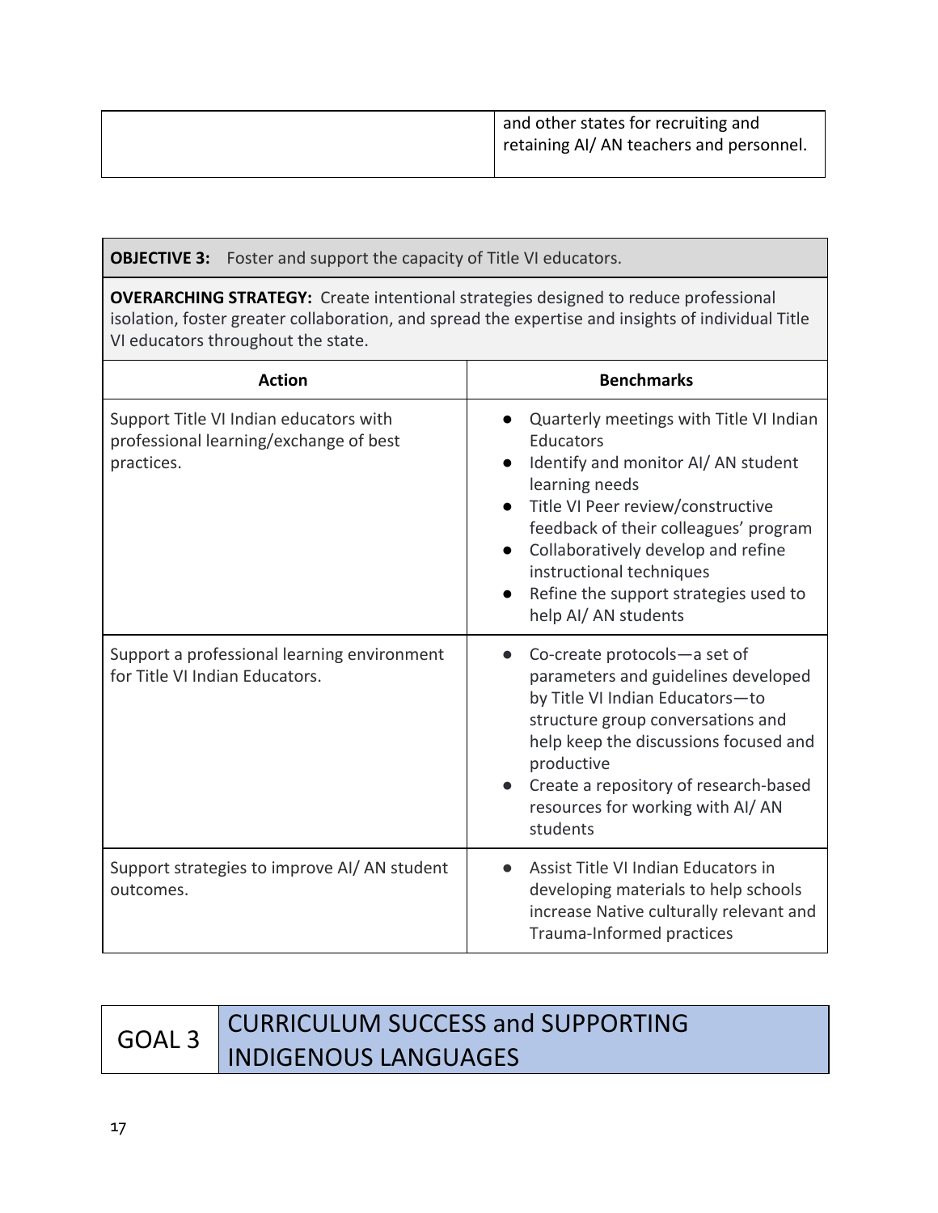| | |
|---|---|
| | and other states for recruiting and retaining AI/ AN teachers and personnel. |

| **OBJECTIVE 3:** Foster and support the capacity of Title VI educators. | |
|---|---|
| **OVERARCHING STRATEGY:** Create intentional strategies designed to reduce professional isolation, foster greater collaboration, and spread the expertise and insights of individual Title VI educators throughout the state. | |
| **Action** | **Benchmarks** |
| Support Title VI Indian educators with professional learning/exchange of best practices. | • Quarterly meetings with Title VI Indian Educators<br>• Identify and monitor AI/ AN student learning needs<br>• Title VI Peer review/constructive feedback of their colleagues' program<br>• Collaboratively develop and refine instructional techniques<br>• Refine the support strategies used to help AI/ AN students |
| Support a professional learning environment for Title VI Indian Educators. | • Co-create protocols—a set of parameters and guidelines developed by Title VI Indian Educators—to structure group conversations and help keep the discussions focused and productive<br>• Create a repository of research-based resources for working with AI/ AN students |
| Support strategies to improve AI/ AN student outcomes. | • Assist Title VI Indian Educators in developing materials to help schools increase Native culturally relevant and Trauma-Informed practices |

## GOAL 3 CURRICULUM SUCCESS and SUPPORTING INDIGENOUS LANGUAGES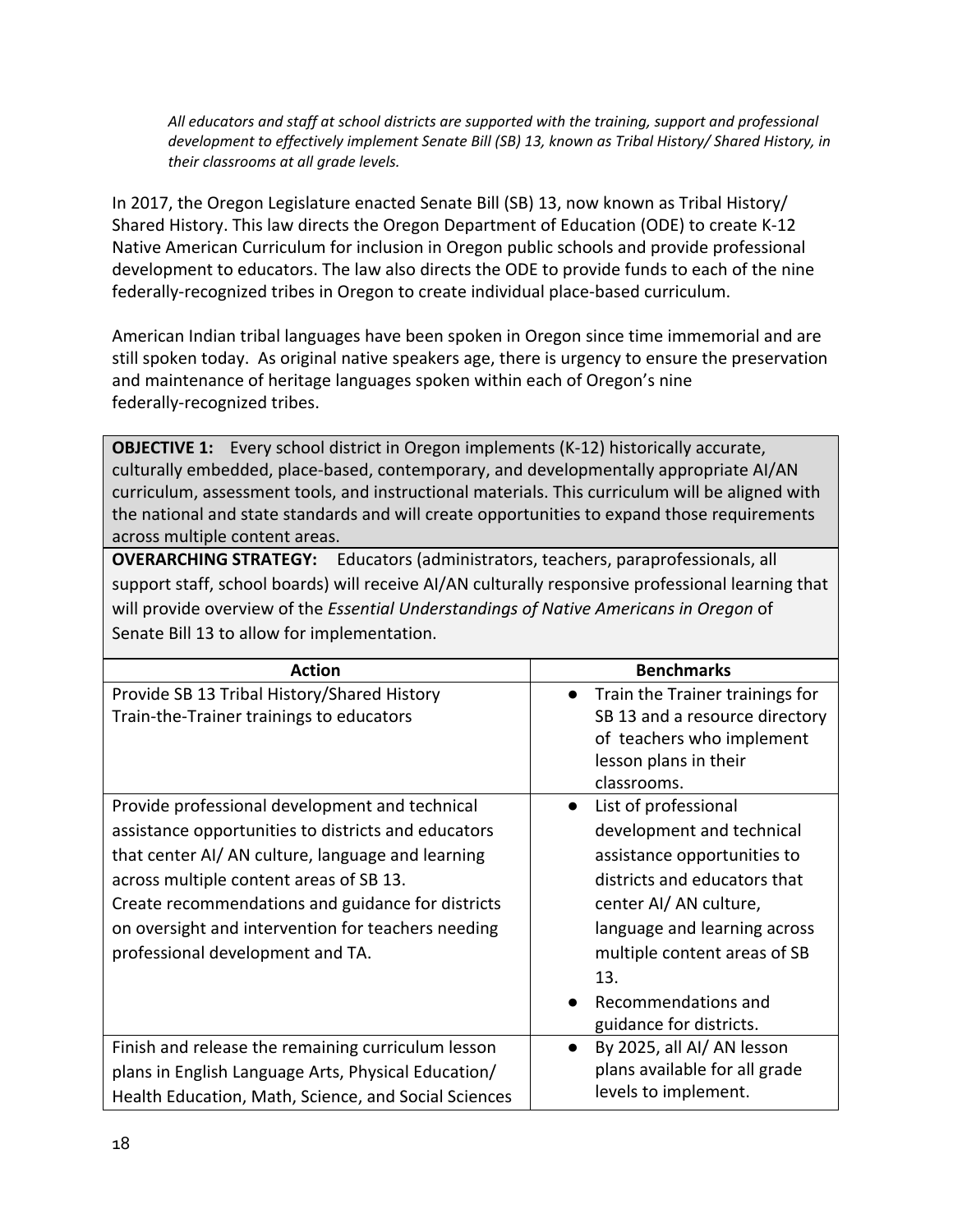*All educators and staff at school districts are supported with the training, support and professional development to effectively implement Senate Bill (SB) 13, known as Tribal History/ Shared History, in their classrooms at all grade levels.*

In 2017, the Oregon Legislature enacted Senate Bill (SB) 13, now known as Tribal History/ Shared History. This law directs the Oregon Department of Education (ODE) to create K-12 Native American Curriculum for inclusion in Oregon public schools and provide professional development to educators. The law also directs the ODE to provide funds to each of the nine federally-recognized tribes in Oregon to create individual place-based curriculum.

American Indian tribal languages have been spoken in Oregon since time immemorial and are still spoken today. As original native speakers age, there is urgency to ensure the preservation and maintenance of heritage languages spoken within each of Oregon's nine federally-recognized tribes.

**OBJECTIVE 1:** Every school district in Oregon implements (K-12) historically accurate, culturally embedded, place-based, contemporary, and developmentally appropriate AI/AN curriculum, assessment tools, and instructional materials. This curriculum will be aligned with the national and state standards and will create opportunities to expand those requirements across multiple content areas.

**OVERARCHING STRATEGY:** Educators (administrators, teachers, paraprofessionals, all support staff, school boards) will receive AI/AN culturally responsive professional learning that will provide overview of the *Essential Understandings of Native Americans in Oregon* of Senate Bill 13 to allow for implementation.

| Action | Benchmarks |
|---|---|
| Provide SB 13 Tribal History/Shared History Train-the-Trainer trainings to educators | • Train the Trainer trainings for SB 13 and a resource directory of teachers who implement lesson plans in their classrooms. |
| Provide professional development and technical assistance opportunities to districts and educators that center AI/ AN culture, language and learning across multiple content areas of SB 13.<br>Create recommendations and guidance for districts on oversight and intervention for teachers needing professional development and TA. | • List of professional development and technical assistance opportunities to districts and educators that center AI/ AN culture, language and learning across multiple content areas of SB 13.<br>• Recommendations and guidance for districts. |
| Finish and release the remaining curriculum lesson plans in English Language Arts, Physical Education/ Health Education, Math, Science, and Social Sciences | • By 2025, all AI/ AN lesson plans available for all grade levels to implement. |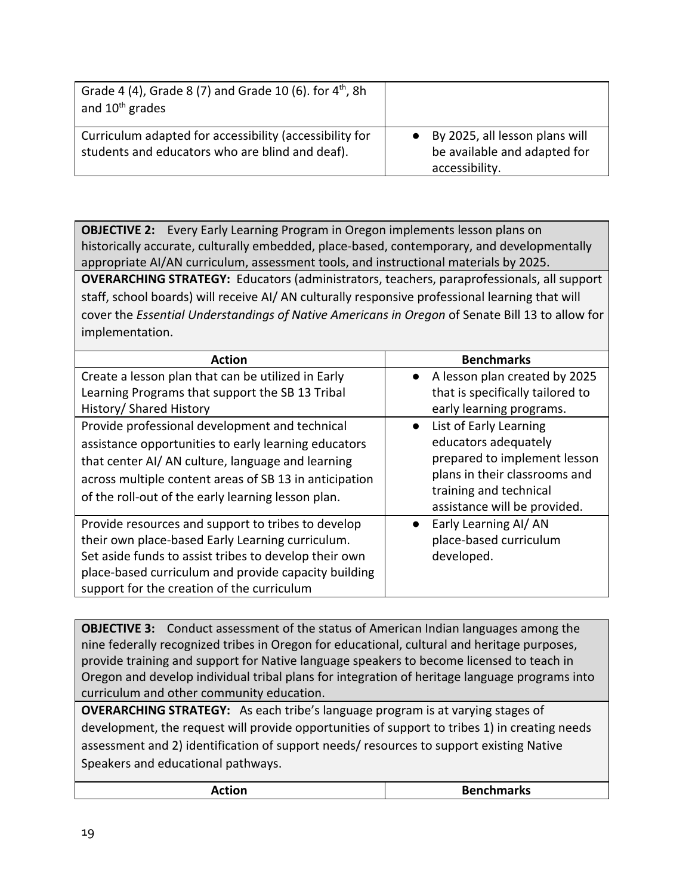| | |
|---|---|
| Grade 4 (4), Grade 8 (7) and Grade 10 (6). for 4th, 8h and 10th grades | |
| Curriculum adapted for accessibility (accessibility for students and educators who are blind and deaf). | ● By 2025, all lesson plans will be available and adapted for accessibility. |

**OBJECTIVE 2:** Every Early Learning Program in Oregon implements lesson plans on historically accurate, culturally embedded, place-based, contemporary, and developmentally appropriate AI/AN curriculum, assessment tools, and instructional materials by 2025.

**OVERARCHING STRATEGY:** Educators (administrators, teachers, paraprofessionals, all support staff, school boards) will receive AI/ AN culturally responsive professional learning that will cover the *Essential Understandings of Native Americans in Oregon* of Senate Bill 13 to allow for implementation.

| Action | Benchmarks |
|---|---|
| Create a lesson plan that can be utilized in Early Learning Programs that support the SB 13 Tribal History/ Shared History | ● A lesson plan created by 2025 that is specifically tailored to early learning programs. |
| Provide professional development and technical assistance opportunities to early learning educators that center AI/ AN culture, language and learning across multiple content areas of SB 13 in anticipation of the roll-out of the early learning lesson plan. | ● List of Early Learning educators adequately prepared to implement lesson plans in their classrooms and training and technical assistance will be provided. |
| Provide resources and support to tribes to develop their own place-based Early Learning curriculum. Set aside funds to assist tribes to develop their own place-based curriculum and provide capacity building support for the creation of the curriculum | ● Early Learning AI/ AN place-based curriculum developed. |

**OBJECTIVE 3:** Conduct assessment of the status of American Indian languages among the nine federally recognized tribes in Oregon for educational, cultural and heritage purposes, provide training and support for Native language speakers to become licensed to teach in Oregon and develop individual tribal plans for integration of heritage language programs into curriculum and other community education.

**OVERARCHING STRATEGY:** As each tribe's language program is at varying stages of development, the request will provide opportunities of support to tribes 1) in creating needs assessment and 2) identification of support needs/ resources to support existing Native Speakers and educational pathways.

| Action | Benchmarks |
|---|---|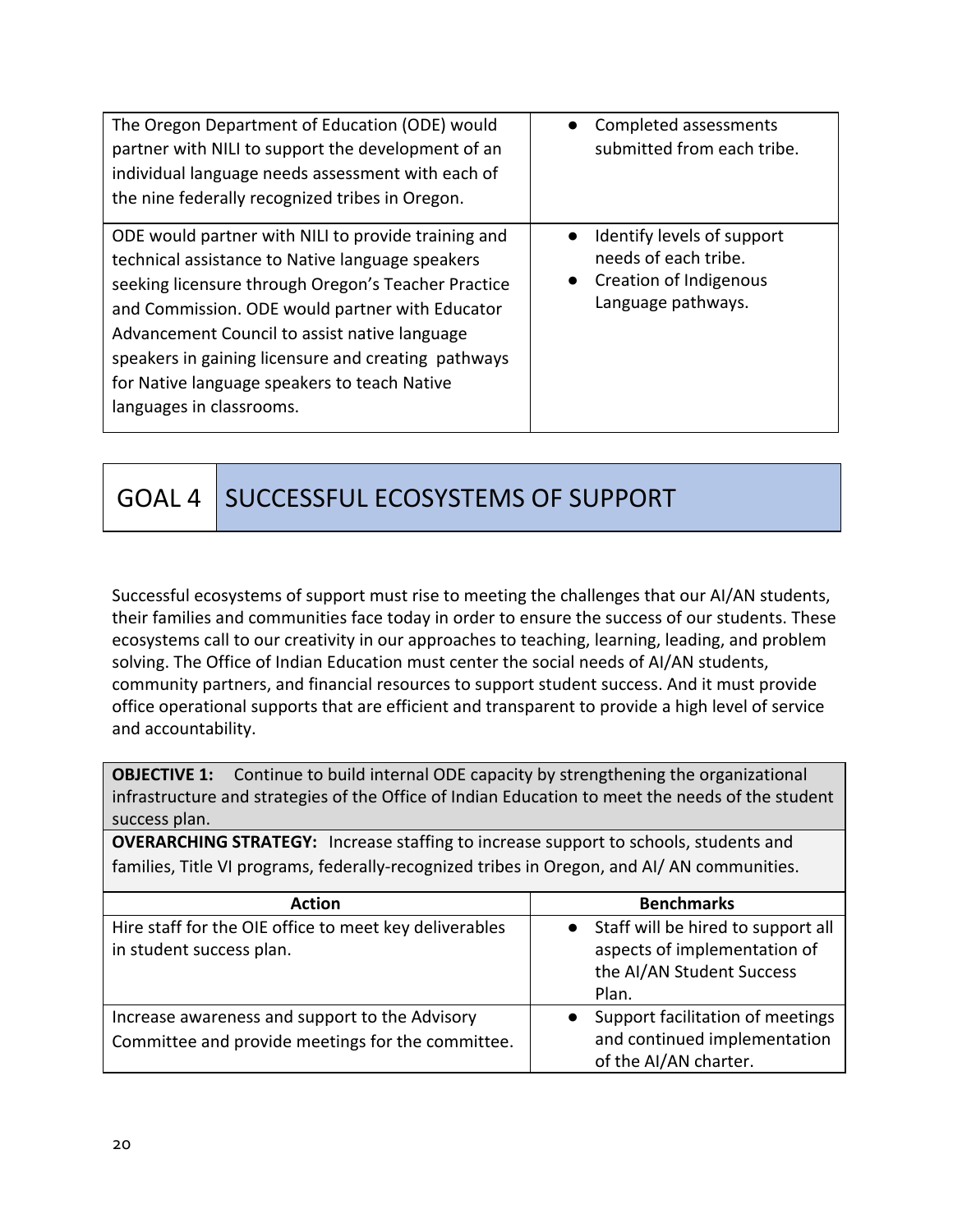| | |
|---|---|
| The Oregon Department of Education (ODE) would partner with NILI to support the development of an individual language needs assessment with each of the nine federally recognized tribes in Oregon. | • Completed assessments submitted from each tribe. |
| ODE would partner with NILI to provide training and technical assistance to Native language speakers seeking licensure through Oregon's Teacher Practice and Commission. ODE would partner with Educator Advancement Council to assist native language speakers in gaining licensure and creating pathways for Native language speakers to teach Native languages in classrooms. | • Identify levels of support needs of each tribe.<br>• Creation of Indigenous Language pathways. |

## GOAL 4 SUCCESSFUL ECOSYSTEMS OF SUPPORT

Successful ecosystems of support must rise to meeting the challenges that our AI/AN students, their families and communities face today in order to ensure the success of our students. These ecosystems call to our creativity in our approaches to teaching, learning, leading, and problem solving. The Office of Indian Education must center the social needs of AI/AN students, community partners, and financial resources to support student success. And it must provide office operational supports that are efficient and transparent to provide a high level of service and accountability.

**OBJECTIVE 1:** Continue to build internal ODE capacity by strengthening the organizational infrastructure and strategies of the Office of Indian Education to meet the needs of the student success plan.

**OVERARCHING STRATEGY:** Increase staffing to increase support to schools, students and families, Title VI programs, federally-recognized tribes in Oregon, and AI/ AN communities.

| Action | Benchmarks |
|---|---|
| Hire staff for the OIE office to meet key deliverables in student success plan. | • Staff will be hired to support all aspects of implementation of the AI/AN Student Success Plan. |
| Increase awareness and support to the Advisory Committee and provide meetings for the committee. | • Support facilitation of meetings and continued implementation of the AI/AN charter. |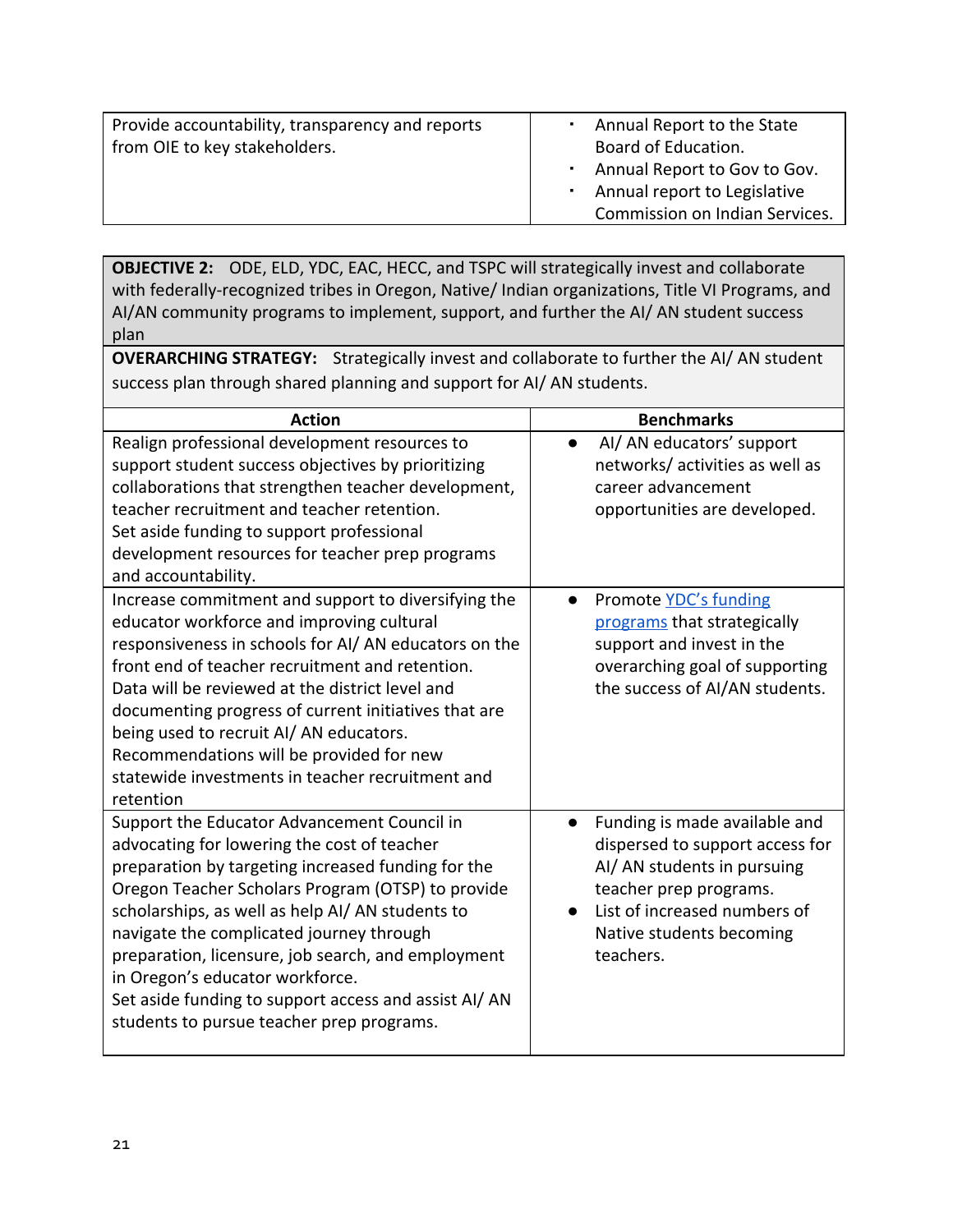| | |
|---|---|
| Provide accountability, transparency and reports from OIE to key stakeholders. | ▪ Annual Report to the State Board of Education.<br>▪ Annual Report to Gov to Gov.<br>▪ Annual report to Legislative Commission on Indian Services. |

**OBJECTIVE 2:** ODE, ELD, YDC, EAC, HECC, and TSPC will strategically invest and collaborate with federally-recognized tribes in Oregon, Native/ Indian organizations, Title VI Programs, and AI/AN community programs to implement, support, and further the AI/ AN student success plan

**OVERARCHING STRATEGY:** Strategically invest and collaborate to further the AI/ AN student success plan through shared planning and support for AI/ AN students.

| Action | Benchmarks |
|---|---|
| Realign professional development resources to support student success objectives by prioritizing collaborations that strengthen teacher development, teacher recruitment and teacher retention.<br>Set aside funding to support professional development resources for teacher prep programs and accountability. | ● AI/ AN educators' support networks/ activities as well as career advancement opportunities are developed. |
| Increase commitment and support to diversifying the educator workforce and improving cultural responsiveness in schools for AI/ AN educators on the front end of teacher recruitment and retention.<br>Data will be reviewed at the district level and documenting progress of current initiatives that are being used to recruit AI/ AN educators.<br>Recommendations will be provided for new statewide investments in teacher recruitment and retention | ● Promote YDC's funding programs that strategically support and invest in the overarching goal of supporting the success of AI/AN students. |
| Support the Educator Advancement Council in advocating for lowering the cost of teacher preparation by targeting increased funding for the Oregon Teacher Scholars Program (OTSP) to provide scholarships, as well as help AI/ AN students to navigate the complicated journey through preparation, licensure, job search, and employment in Oregon's educator workforce.<br>Set aside funding to support access and assist AI/ AN students to pursue teacher prep programs. | ● Funding is made available and dispersed to support access for AI/ AN students in pursuing teacher prep programs.<br>● List of increased numbers of Native students becoming teachers. |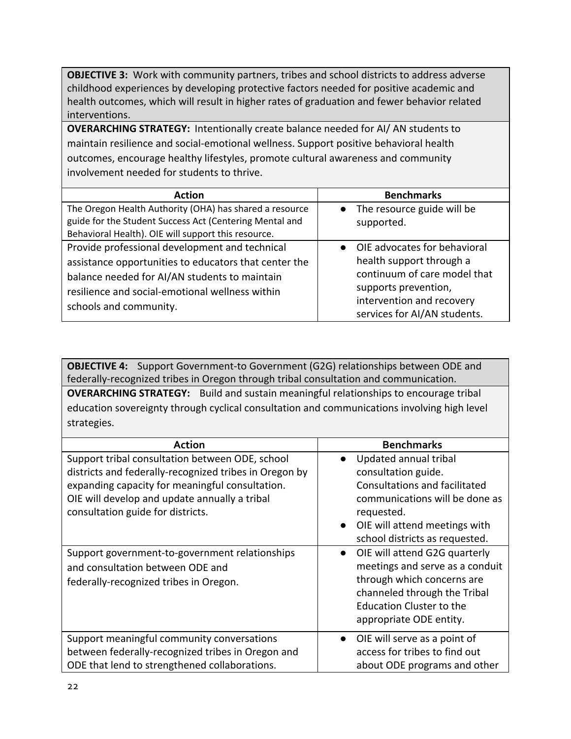**OBJECTIVE 3:** Work with community partners, tribes and school districts to address adverse childhood experiences by developing protective factors needed for positive academic and health outcomes, which will result in higher rates of graduation and fewer behavior related interventions.

**OVERARCHING STRATEGY:** Intentionally create balance needed for AI/ AN students to maintain resilience and social-emotional wellness. Support positive behavioral health outcomes, encourage healthy lifestyles, promote cultural awareness and community involvement needed for students to thrive.

| Action | Benchmarks |
|---|---|
| The Oregon Health Authority (OHA) has shared a resource guide for the Student Success Act (Centering Mental and Behavioral Health). OIE will support this resource. | ● The resource guide will be supported. |
| Provide professional development and technical assistance opportunities to educators that center the balance needed for AI/AN students to maintain resilience and social-emotional wellness within schools and community. | ● OIE advocates for behavioral health support through a continuum of care model that supports prevention, intervention and recovery services for AI/AN students. |

**OBJECTIVE 4:** Support Government-to Government (G2G) relationships between ODE and federally-recognized tribes in Oregon through tribal consultation and communication.

**OVERARCHING STRATEGY:** Build and sustain meaningful relationships to encourage tribal education sovereignty through cyclical consultation and communications involving high level strategies.

| Action | Benchmarks |
|---|---|
| Support tribal consultation between ODE, school districts and federally-recognized tribes in Oregon by expanding capacity for meaningful consultation. OIE will develop and update annually a tribal consultation guide for districts. | ● Updated annual tribal consultation guide. Consultations and facilitated communications will be done as requested.<br>● OIE will attend meetings with school districts as requested. |
| Support government-to-government relationships and consultation between ODE and federally-recognized tribes in Oregon. | ● OIE will attend G2G quarterly meetings and serve as a conduit through which concerns are channeled through the Tribal Education Cluster to the appropriate ODE entity. |
| Support meaningful community conversations between federally-recognized tribes in Oregon and ODE that lend to strengthened collaborations. | ● OIE will serve as a point of access for tribes to find out about ODE programs and other |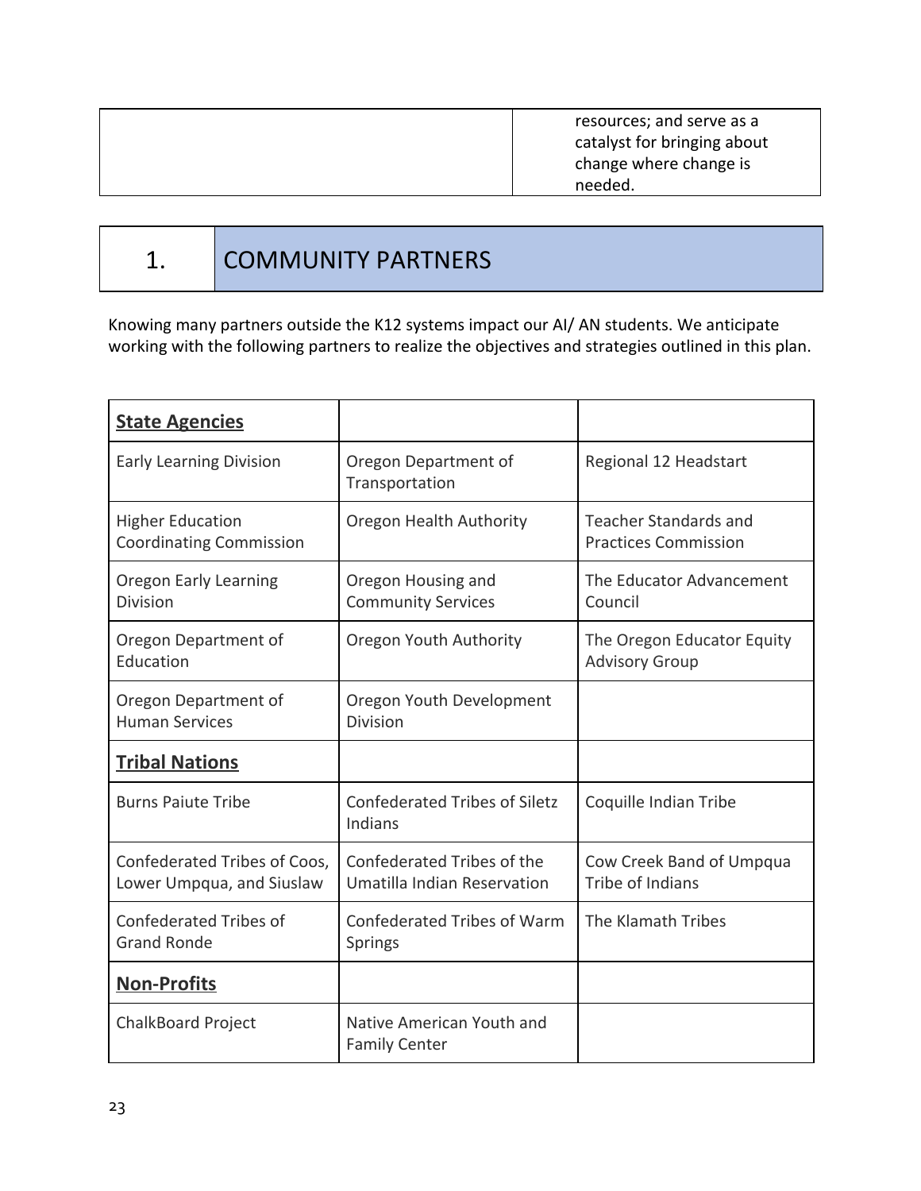| | resources; and serve as a catalyst for bringing about change where change is needed. |
|---|---|

## 1. COMMUNITY PARTNERS

Knowing many partners outside the K12 systems impact our AI/ AN students. We anticipate working with the following partners to realize the objectives and strategies outlined in this plan.

| **State Agencies** | | |
|---|---|---|
| Early Learning Division | Oregon Department of Transportation | Regional 12 Headstart |
| Higher Education Coordinating Commission | Oregon Health Authority | Teacher Standards and Practices Commission |
| Oregon Early Learning Division | Oregon Housing and Community Services | The Educator Advancement Council |
| Oregon Department of Education | Oregon Youth Authority | The Oregon Educator Equity Advisory Group |
| Oregon Department of Human Services | Oregon Youth Development Division | |
| **Tribal Nations** | | |
| Burns Paiute Tribe | Confederated Tribes of Siletz Indians | Coquille Indian Tribe |
| Confederated Tribes of Coos, Lower Umpqua, and Siuslaw | Confederated Tribes of the Umatilla Indian Reservation | Cow Creek Band of Umpqua Tribe of Indians |
| Confederated Tribes of Grand Ronde | Confederated Tribes of Warm Springs | The Klamath Tribes |
| **Non-Profits** | | |
| ChalkBoard Project | Native American Youth and Family Center | |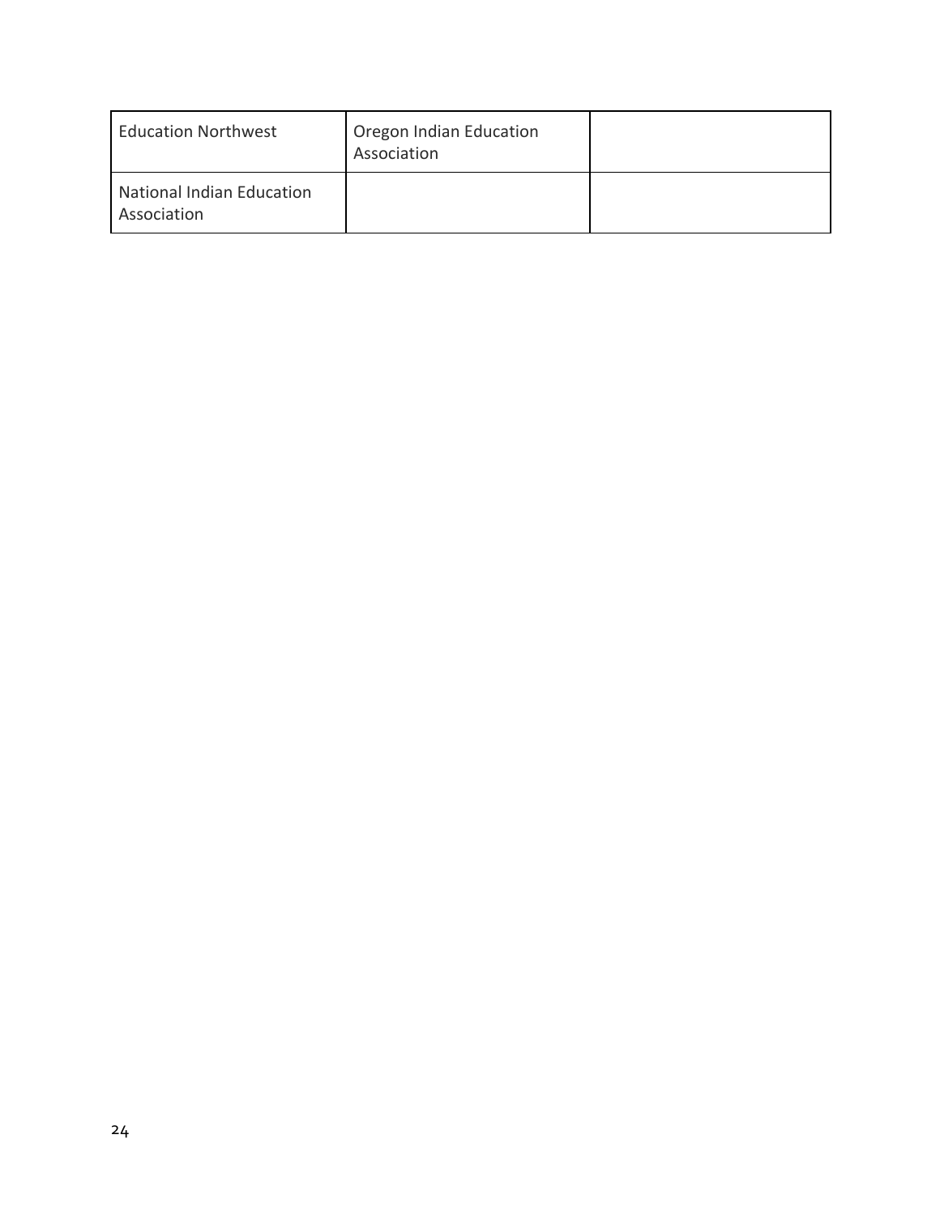| | | |
|---|---|---|
| Education Northwest | Oregon Indian Education Association | |
| National Indian Education Association | | |